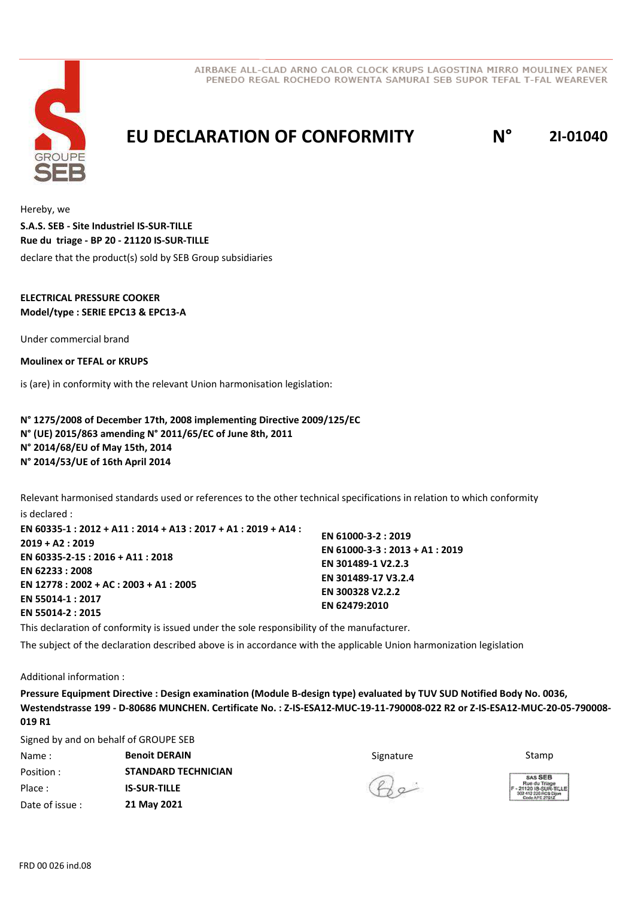AIRBAKE ALL-CLAD ARNO CALOR CLOCK KRUPS LAGOSTINA MIRRO MOULINEX PANEX PENEDO REGAL ROCHEDO ROWENTA SAMURAI SEB SUPOR TEFAL T-FAL WEAREVER

# EU DECLARATION OF CONFORMITY N° 2I-01040

Hereby, we

**S.A.S. SEB - Site Industriel IS-SUR-TILLE**
**Rue du triage - BP 20 - 21120 IS-SUR-TILLE**

declare that the product(s) sold by SEB Group subsidiaries

**ELECTRICAL PRESSURE COOKER**
**Model/type : SERIE EPC13 & EPC13-A**

Under commercial brand

**Moulinex or TEFAL or KRUPS**

is (are) in conformity with the relevant Union harmonisation legislation:

**N° 1275/2008 of December 17th, 2008 implementing Directive 2009/125/EC**
**N° (UE) 2015/863 amending N° 2011/65/EC of June 8th, 2011**
**N° 2014/68/EU of May 15th, 2014**
**N° 2014/53/UE of 16th April 2014**

Relevant harmonised standards used or references to the other technical specifications in relation to which conformity is declared :

**EN 60335-1 : 2012 + A11 : 2014 + A13 : 2017 + A1 : 2019 + A14 : 2019 + A2 : 2019**
**EN 60335-2-15 : 2016 + A11 : 2018**
**EN 62233 : 2008**
**EN 12778 : 2002 + AC : 2003 + A1 : 2005**
**EN 55014-1 : 2017**
**EN 55014-2 : 2015**
**EN 61000-3-2 : 2019**
**EN 61000-3-3 : 2013 + A1 : 2019**
**EN 301489-1 V2.2.3**
**EN 301489-17 V3.2.4**
**EN 300328 V2.2.2**
**EN 62479:2010**

This declaration of conformity is issued under the sole responsibility of the manufacturer.

The subject of the declaration described above is in accordance with the applicable Union harmonization legislation

Additional information :

**Pressure Equipment Directive : Design examination (Module B-design type) evaluated by TUV SUD Notified Body No. 0036, Westendstrasse 199 - D-80686 MUNCHEN. Certificate No. : Z-IS-ESA12-MUC-19-11-790008-022 R2 or Z-IS-ESA12-MUC-20-05-790008-019 R1**

Signed by and on behalf of GROUPE SEB

| | | Signature | Stamp |
|---|---|---|---|
| Name : | **Benoit DERAIN** | | SAS SEB Rue du Triage F - 21120 IS-SUR-TILLE 302 412 226 RCS Dijon Code APE 2751Z |
| Position : | **STANDARD TECHNICIAN** | | |
| Place : | **IS-SUR-TILLE** | | |
| Date of issue : | **21 May 2021** | | |

FRD 00 026 ind.08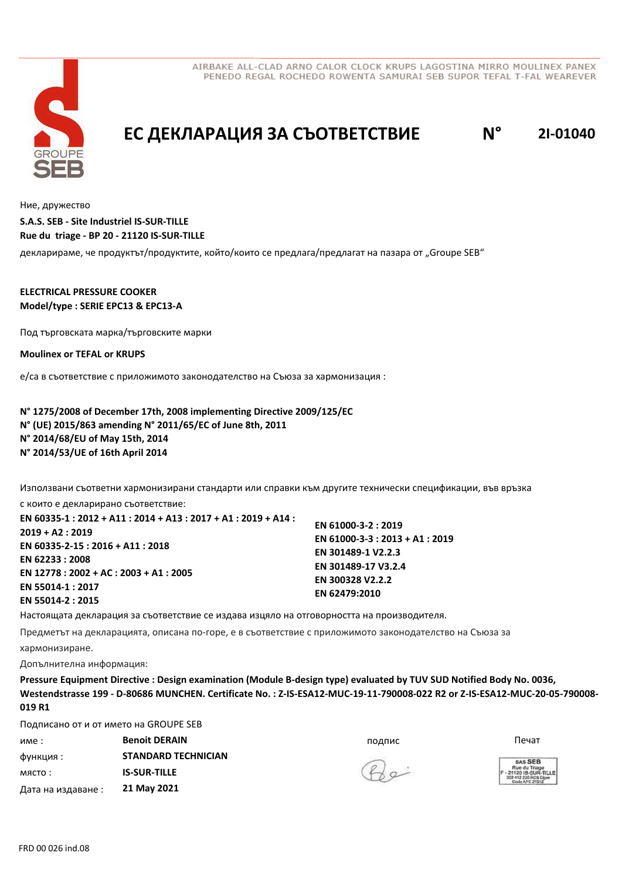AIRBAKE ALL-CLAD ARNO CALOR CLOCK KRUPS LAGOSTINA MIRRO MOULINEX PANEX PENEDO REGAL ROCHEDO ROWENTA SAMURAI SEB SUPOR TEFAL T-FAL WEAREVER

# ЕС ДЕКЛАРАЦИЯ ЗА СЪОТВЕТСТВИЕ N° 2I-01040

Ние, дружество

**S.A.S. SEB - Site Industriel IS-SUR-TILLE**
**Rue du triage - BP 20 - 21120 IS-SUR-TILLE**

декларираме, че продуктът/продуктите, който/които се предлага/предлагат на пазара от „Groupe SEB"

**ELECTRICAL PRESSURE COOKER**
**Model/type : SERIE EPC13 & EPC13-A**

Под търговската марка/търговските марки

**Moulinex or TEFAL or KRUPS**

е/са в съответствие с приложимото законодателство на Съюза за хармонизация :

**N° 1275/2008 of December 17th, 2008 implementing Directive 2009/125/EC**
**N° (UE) 2015/863 amending N° 2011/65/EC of June 8th, 2011**
**N° 2014/68/EU of May 15th, 2014**
**N° 2014/53/UE of 16th April 2014**

Използвани съответни хармонизирани стандарти или справки към другите технически спецификации, във връзка с които е декларирано съответствие:

**EN 60335-1 : 2012 + A11 : 2014 + A13 : 2017 + A1 : 2019 + A14 : 2019 + A2 : 2019**
**EN 60335-2-15 : 2016 + A11 : 2018**
**EN 62233 : 2008**
**EN 12778 : 2002 + AC : 2003 + A1 : 2005**
**EN 55014-1 : 2017**
**EN 55014-2 : 2015**
**EN 61000-3-2 : 2019**
**EN 61000-3-3 : 2013 + A1 : 2019**
**EN 301489-1 V2.2.3**
**EN 301489-17 V3.2.4**
**EN 300328 V2.2.2**
**EN 62479:2010**

Настоящата декларация за съответствие се издава изцяло на отговорността на производителя.

Предметът на декларацията, описана по-горе, е в съответствие с приложимото законодателство на Съюза за хармонизиране.

Допълнителна информация:

**Pressure Equipment Directive : Design examination (Module B-design type) evaluated by TUV SUD Notified Body No. 0036, Westendstrasse 199 - D-80686 MUNCHEN. Certificate No. : Z-IS-ESA12-MUC-19-11-790008-022 R2 or Z-IS-ESA12-MUC-20-05-790008-019 R1**

Подписано от и от името на GROUPE SEB

| | | | |
|---|---|---|---|
| име : | **Benoit DERAIN** | подпис | Печат |
| функция : | **STANDARD TECHNICIAN** | | |
| място : | **IS-SUR-TILLE** | | |
| Дата на издаване : | **21 May 2021** | | |

SAS SEB
Rue du Triage
F - 21120 IS-SUR-TILLE
302 412 226 RCS Dijon
Code APE 2751Z

FRD 00 026 ind.08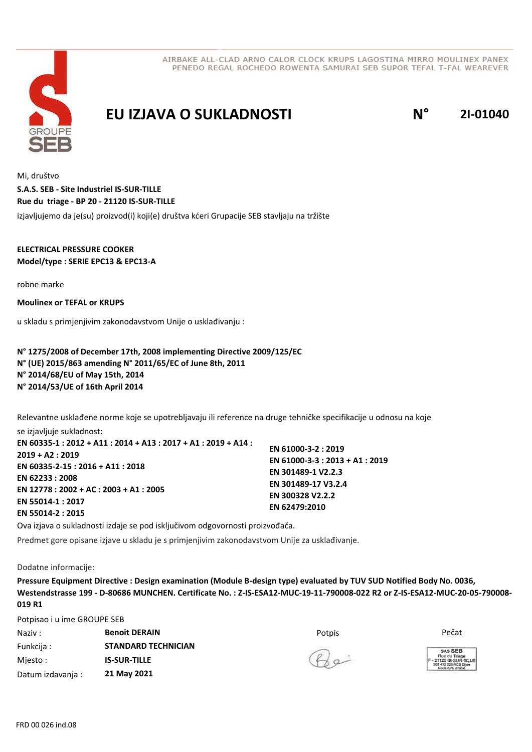AIRBAKE ALL-CLAD ARNO CALOR CLOCK KRUPS LAGOSTINA MIRRO MOULINEX PANEX
PENEDO REGAL ROCHEDO ROWENTA SAMURAI SEB SUPOR TEFAL T-FAL WEAREVER

# EU IZJAVA O SUKLADNOSTI — N° 2I-01040

Mi, društvo
**S.A.S. SEB - Site Industriel IS-SUR-TILLE**
**Rue du triage - BP 20 - 21120 IS-SUR-TILLE**
izjavljujemo da je(su) proizvod(i) koji(e) društva kćeri Grupacije SEB stavljaju na tržište

**ELECTRICAL PRESSURE COOKER**
**Model/type : SERIE EPC13 & EPC13-A**

robne marke

**Moulinex or TEFAL or KRUPS**

u skladu s primjenjivim zakonodavstvom Unije o usklađivanju :

**N° 1275/2008 of December 17th, 2008 implementing Directive 2009/125/EC**
**N° (UE) 2015/863 amending N° 2011/65/EC of June 8th, 2011**
**N° 2014/68/EU of May 15th, 2014**
**N° 2014/53/UE of 16th April 2014**

Relevantne usklađene norme koje se upotrebljavaju ili reference na druge tehničke specifikacije u odnosu na koje se izjavljuje sukladnost:

**EN 60335-1 : 2012 + A11 : 2014 + A13 : 2017 + A1 : 2019 + A14 : 2019 + A2 : 2019**
**EN 60335-2-15 : 2016 + A11 : 2018**
**EN 62233 : 2008**
**EN 12778 : 2002 + AC : 2003 + A1 : 2005**
**EN 55014-1 : 2017**
**EN 55014-2 : 2015**
**EN 61000-3-2 : 2019**
**EN 61000-3-3 : 2013 + A1 : 2019**
**EN 301489-1 V2.2.3**
**EN 301489-17 V3.2.4**
**EN 300328 V2.2.2**
**EN 62479:2010**

Ova izjava o sukladnosti izdaje se pod isključivom odgovornosti proizvođača.

Predmet gore opisane izjave u skladu je s primjenjivim zakonodavstvom Unije za usklađivanje.

Dodatne informacije:

**Pressure Equipment Directive : Design examination (Module B-design type) evaluated by TUV SUD Notified Body No. 0036, Westendstrasse 199 - D-80686 MUNCHEN. Certificate No. : Z-IS-ESA12-MUC-19-11-790008-022 R2 or Z-IS-ESA12-MUC-20-05-790008-019 R1**

Potpisao i u ime GROUPE SEB

Naziv : **Benoit DERAIN**
Funkcija : **STANDARD TECHNICIAN**
Mjesto : **IS-SUR-TILLE**
Datum izdavanja : **21 May 2021**

Potpis

Pečat

SAS SEB
Rue du Triage
F - 21120 IS-SUR-TILLE
302 412 226 RCS Dijon
Code APE 2751Z

FRD 00 026 ind.08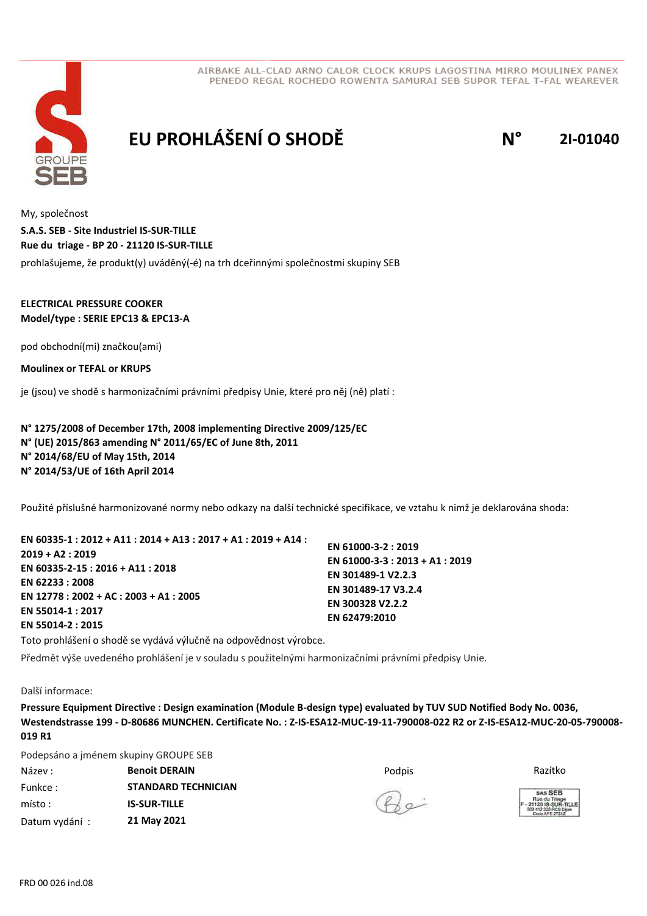AIRBAKE ALL-CLAD ARNO CALOR CLOCK KRUPS LAGOSTINA MIRRO MOULINEX PANEX PENEDO REGAL ROCHEDO ROWENTA SAMURAI SEB SUPOR TEFAL T-FAL WEAREVER

# EU PROHLÁŠENÍ O SHODĚ N° 2I-01040

My, společnost

**S.A.S. SEB - Site Industriel IS-SUR-TILLE**
**Rue du triage - BP 20 - 21120 IS-SUR-TILLE**

prohlašujeme, že produkt(y) uváděný(-é) na trh dceřinnými společnostmi skupiny SEB

**ELECTRICAL PRESSURE COOKER**
**Model/type : SERIE EPC13 & EPC13-A**

pod obchodní(mi) značkou(ami)

**Moulinex or TEFAL or KRUPS**

je (jsou) ve shodě s harmonizačními právními předpisy Unie, které pro něj (ně) platí :

**N° 1275/2008 of December 17th, 2008 implementing Directive 2009/125/EC**
**N° (UE) 2015/863 amending N° 2011/65/EC of June 8th, 2011**
**N° 2014/68/EU of May 15th, 2014**
**N° 2014/53/UE of 16th April 2014**

Použité příslušné harmonizované normy nebo odkazy na další technické specifikace, ve vztahu k nimž je deklarována shoda:

**EN 60335-1 : 2012 + A11 : 2014 + A13 : 2017 + A1 : 2019 + A14 : 2019 + A2 : 2019**
**EN 60335-2-15 : 2016 + A11 : 2018**
**EN 62233 : 2008**
**EN 12778 : 2002 + AC : 2003 + A1 : 2005**
**EN 55014-1 : 2017**
**EN 55014-2 : 2015**
**EN 61000-3-2 : 2019**
**EN 61000-3-3 : 2013 + A1 : 2019**
**EN 301489-1 V2.2.3**
**EN 301489-17 V3.2.4**
**EN 300328 V2.2.2**
**EN 62479:2010**

Toto prohlášení o shodě se vydává výlučně na odpovědnost výrobce.

Předmět výše uvedeného prohlášení je v souladu s použitelnými harmonizačními právními předpisy Unie.

Další informace:

**Pressure Equipment Directive : Design examination (Module B-design type) evaluated by TUV SUD Notified Body No. 0036, Westendstrasse 199 - D-80686 MUNCHEN. Certificate No. : Z-IS-ESA12-MUC-19-11-790008-022 R2 or Z-IS-ESA12-MUC-20-05-790008-019 R1**

Podepsáno a jménem skupiny GROUPE SEB

| | | Podpis | Razítko |
|---|---|---|---|
| Název : | **Benoit DERAIN** | | |
| Funkce : | **STANDARD TECHNICIAN** | | |
| místo : | **IS-SUR-TILLE** | | |
| Datum vydání : | **21 May 2021** | | |

FRD 00 026 ind.08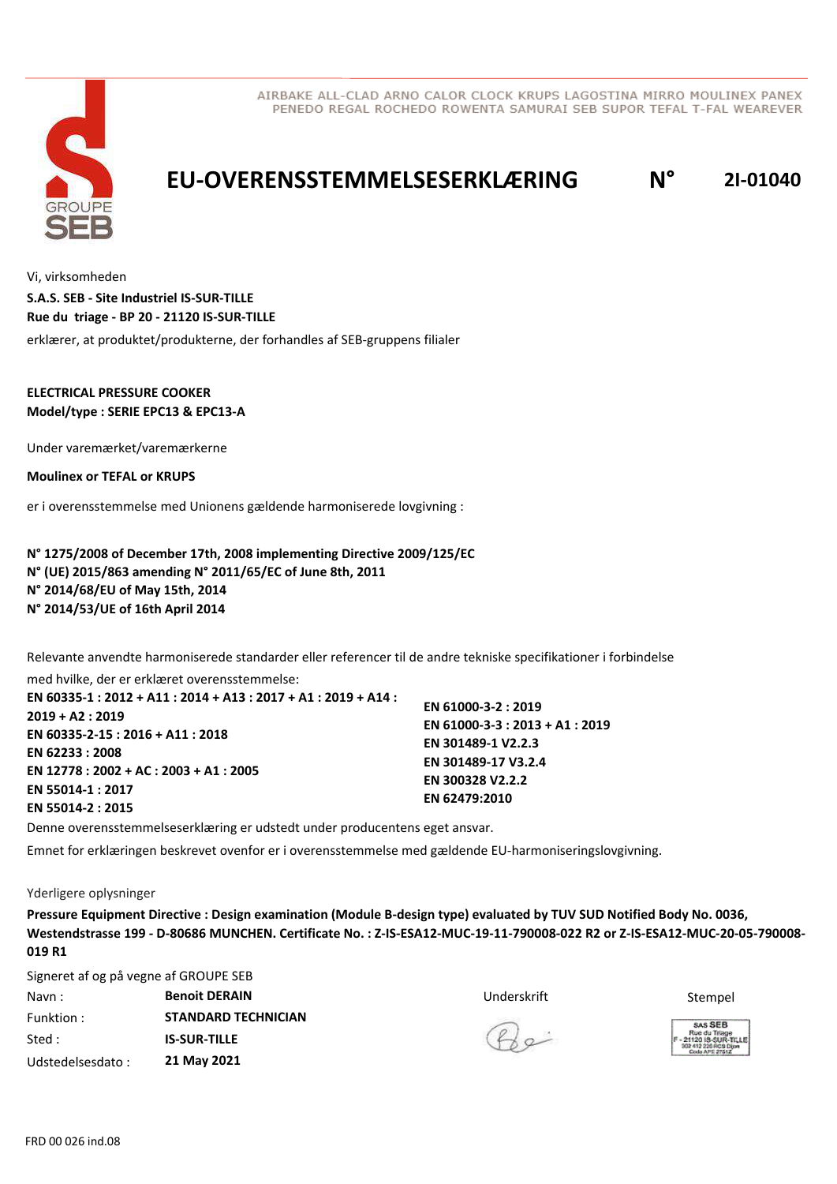AIRBAKE ALL-CLAD ARNO CALOR CLOCK KRUPS LAGOSTINA MIRRO MOULINEX PANEX PENEDO REGAL ROCHEDO ROWENTA SAMURAI SEB SUPOR TEFAL T-FAL WEAREVER

GROUPE SEB

# EU-OVERENSSTEMMELSESERKLÆRING N° 2I-01040

Vi, virksomheden

**S.A.S. SEB - Site Industriel IS-SUR-TILLE**
**Rue du triage - BP 20 - 21120 IS-SUR-TILLE**

erklærer, at produktet/produkterne, der forhandles af SEB-gruppens filialer

**ELECTRICAL PRESSURE COOKER**
**Model/type : SERIE EPC13 & EPC13-A**

Under varemærket/varemærkerne

**Moulinex or TEFAL or KRUPS**

er i overensstemmelse med Unionens gældende harmoniserede lovgivning :

**N° 1275/2008 of December 17th, 2008 implementing Directive 2009/125/EC**
**N° (UE) 2015/863 amending N° 2011/65/EC of June 8th, 2011**
**N° 2014/68/EU of May 15th, 2014**
**N° 2014/53/UE of 16th April 2014**

Relevante anvendte harmoniserede standarder eller referencer til de andre tekniske specifikationer i forbindelse med hvilke, der er erklæret overensstemmelse:

**EN 60335-1 : 2012 + A11 : 2014 + A13 : 2017 + A1 : 2019 + A14 : 2019 + A2 : 2019**
**EN 60335-2-15 : 2016 + A11 : 2018**
**EN 62233 : 2008**
**EN 12778 : 2002 + AC : 2003 + A1 : 2005**
**EN 55014-1 : 2017**
**EN 55014-2 : 2015**
**EN 61000-3-2 : 2019**
**EN 61000-3-3 : 2013 + A1 : 2019**
**EN 301489-1 V2.2.3**
**EN 301489-17 V3.2.4**
**EN 300328 V2.2.2**
**EN 62479:2010**

Denne overensstemmelseserklæring er udstedt under producentens eget ansvar.

Emnet for erklæringen beskrevet ovenfor er i overensstemmelse med gældende EU-harmoniseringslovgivning.

Yderligere oplysninger

**Pressure Equipment Directive : Design examination (Module B-design type) evaluated by TUV SUD Notified Body No. 0036, Westendstrasse 199 - D-80686 MUNCHEN. Certificate No. : Z-IS-ESA12-MUC-19-11-790008-022 R2 or Z-IS-ESA12-MUC-20-05-790008-019 R1**

Signeret af og på vegne af GROUPE SEB

Navn : **Benoit DERAIN**
Funktion : **STANDARD TECHNICIAN**
Sted : **IS-SUR-TILLE**
Udstedelsesdato : **21 May 2021**

Underskrift

Stempel

SAS SEB
Rue du Triage
F - 21120 IS-SUR-TILLE
302 412 226 RCS Dijon
Code APE 2751Z

FRD 00 026 ind.08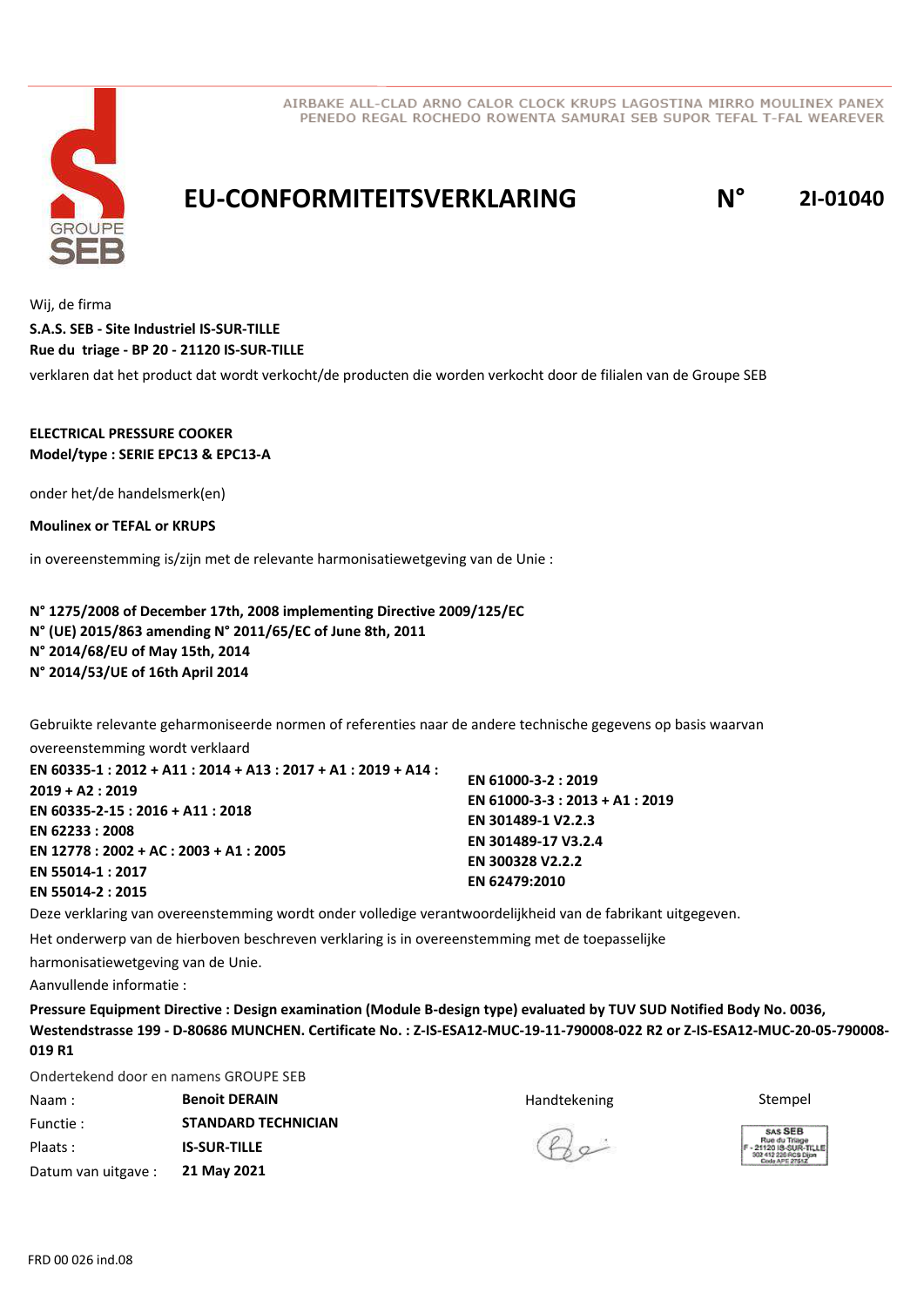AIRBAKE ALL-CLAD ARNO CALOR CLOCK KRUPS LAGOSTINA MIRRO MOULINEX PANEX
PENEDO REGAL ROCHEDO ROWENTA SAMURAI SEB SUPOR TEFAL T-FAL WEAREVER

# EU-CONFORMITEITSVERKLARING N° 2I-01040

Wij, de firma

**S.A.S. SEB - Site Industriel IS-SUR-TILLE**
**Rue du triage - BP 20 - 21120 IS-SUR-TILLE**

verklaren dat het product dat wordt verkocht/de producten die worden verkocht door de filialen van de Groupe SEB

**ELECTRICAL PRESSURE COOKER**
**Model/type : SERIE EPC13 & EPC13-A**

onder het/de handelsmerk(en)

**Moulinex or TEFAL or KRUPS**

in overeenstemming is/zijn met de relevante harmonisatiewetgeving van de Unie :

**N° 1275/2008 of December 17th, 2008 implementing Directive 2009/125/EC**
**N° (UE) 2015/863 amending N° 2011/65/EC of June 8th, 2011**
**N° 2014/68/EU of May 15th, 2014**
**N° 2014/53/UE of 16th April 2014**

Gebruikte relevante geharmoniseerde normen of referenties naar de andere technische gegevens op basis waarvan overeenstemming wordt verklaard

**EN 60335-1 : 2012 + A11 : 2014 + A13 : 2017 + A1 : 2019 + A14 : 2019 + A2 : 2019**
**EN 60335-2-15 : 2016 + A11 : 2018**
**EN 62233 : 2008**
**EN 12778 : 2002 + AC : 2003 + A1 : 2005**
**EN 55014-1 : 2017**
**EN 55014-2 : 2015**
**EN 61000-3-2 : 2019**
**EN 61000-3-3 : 2013 + A1 : 2019**
**EN 301489-1 V2.2.3**
**EN 301489-17 V3.2.4**
**EN 300328 V2.2.2**
**EN 62479:2010**

Deze verklaring van overeenstemming wordt onder volledige verantwoordelijkheid van de fabrikant uitgegeven.

Het onderwerp van de hierboven beschreven verklaring is in overeenstemming met de toepasselijke harmonisatiewetgeving van de Unie.

Aanvullende informatie :

**Pressure Equipment Directive : Design examination (Module B-design type) evaluated by TUV SUD Notified Body No. 0036, Westendstrasse 199 - D-80686 MUNCHEN. Certificate No. : Z-IS-ESA12-MUC-19-11-790008-022 R2 or Z-IS-ESA12-MUC-20-05-790008-019 R1**

Ondertekend door en namens GROUPE SEB

Naam : **Benoit DERAIN**
Functie : **STANDARD TECHNICIAN**
Plaats : **IS-SUR-TILLE**
Datum van uitgave : **21 May 2021**

Handtekening

Stempel

SAS SEB
Rue du Triage
F - 21120 IS-SUR-TILLE
302 412 226 RCS Dijon
Code APE 2751Z

FRD 00 026 ind.08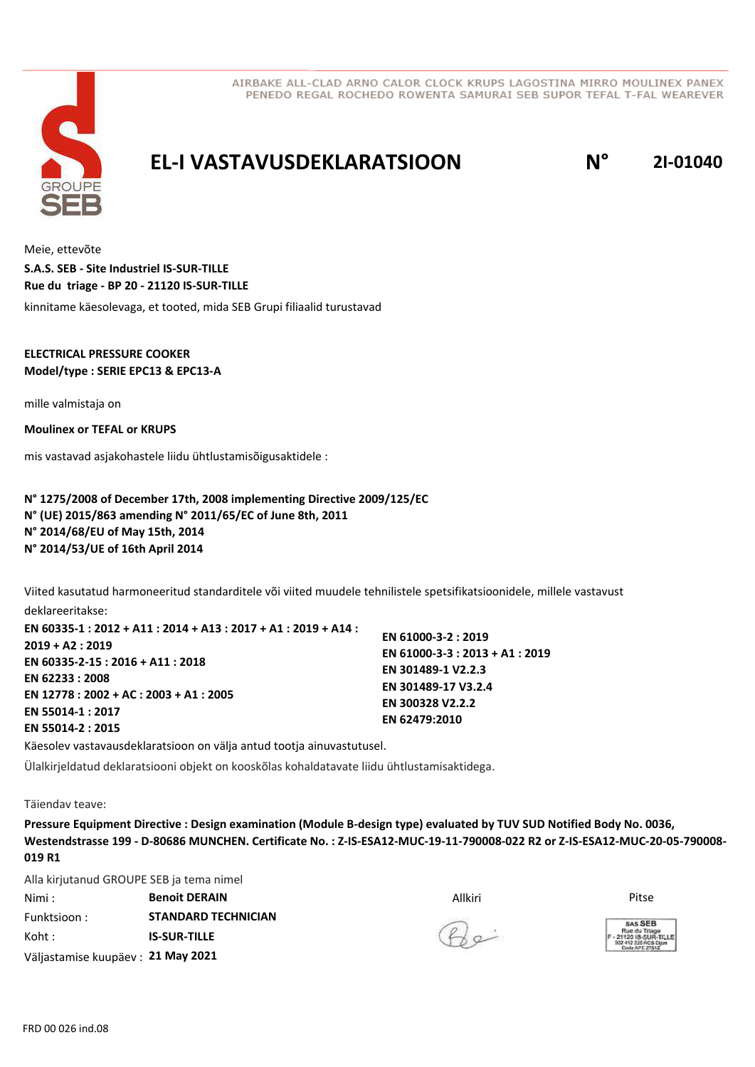AIRBAKE ALL-CLAD ARNO CALOR CLOCK KRUPS LAGOSTINA MIRRO MOULINEX PANEX PENEDO REGAL ROCHEDO ROWENTA SAMURAI SEB SUPOR TEFAL T-FAL WEAREVER

# EL-I VASTAVUSDEKLARATSIOON N° 2I-01040

Meie, ettevõte
**S.A.S. SEB - Site Industriel IS-SUR-TILLE**
**Rue du triage - BP 20 - 21120 IS-SUR-TILLE**
kinnitame käesolevaga, et tooted, mida SEB Grupi filiaalid turustavad

**ELECTRICAL PRESSURE COOKER**
**Model/type : SERIE EPC13 & EPC13-A**

mille valmistaja on

**Moulinex or TEFAL or KRUPS**

mis vastavad asjakohastele liidu ühtlustamisõigusaktidele :

**N° 1275/2008 of December 17th, 2008 implementing Directive 2009/125/EC**
**N° (UE) 2015/863 amending N° 2011/65/EC of June 8th, 2011**
**N° 2014/68/EU of May 15th, 2014**
**N° 2014/53/UE of 16th April 2014**

Viited kasutatud harmoneeritud standarditele või viited muudele tehnilistele spetsifikatsioonidele, millele vastavust deklareeritakse:

**EN 60335-1 : 2012 + A11 : 2014 + A13 : 2017 + A1 : 2019 + A14 : 2019 + A2 : 2019**
**EN 60335-2-15 : 2016 + A11 : 2018**
**EN 62233 : 2008**
**EN 12778 : 2002 + AC : 2003 + A1 : 2005**
**EN 55014-1 : 2017**
**EN 55014-2 : 2015**
**EN 61000-3-2 : 2019**
**EN 61000-3-3 : 2013 + A1 : 2019**
**EN 301489-1 V2.2.3**
**EN 301489-17 V3.2.4**
**EN 300328 V2.2.2**
**EN 62479:2010**

Käesolev vastavausdeklaratsioon on välja antud tootja ainuvastutusel.

Ülalkirjeldatud deklaratsiooni objekt on kooskõlas kohaldatavate liidu ühtlustamisaktidega.

Täiendav teave:

**Pressure Equipment Directive : Design examination (Module B-design type) evaluated by TUV SUD Notified Body No. 0036, Westendstrasse 199 - D-80686 MUNCHEN. Certificate No. : Z-IS-ESA12-MUC-19-11-790008-022 R2 or Z-IS-ESA12-MUC-20-05-790008-019 R1**

Alla kirjutanud GROUPE SEB ja tema nimel

| | | | |
|---|---|---|---|
| Nimi : | **Benoit DERAIN** | Allkiri | Pitse |
| Funktsioon : | **STANDARD TECHNICIAN** | | SAS SEB Rue du Triage F - 21120 IS-SUR-TILLE 302 412 226 RCS Dijon Code APE 2751Z |
| Koht : | **IS-SUR-TILLE** | | |
| Väljastamise kuupäev : | **21 May 2021** | | |

FRD 00 026 ind.08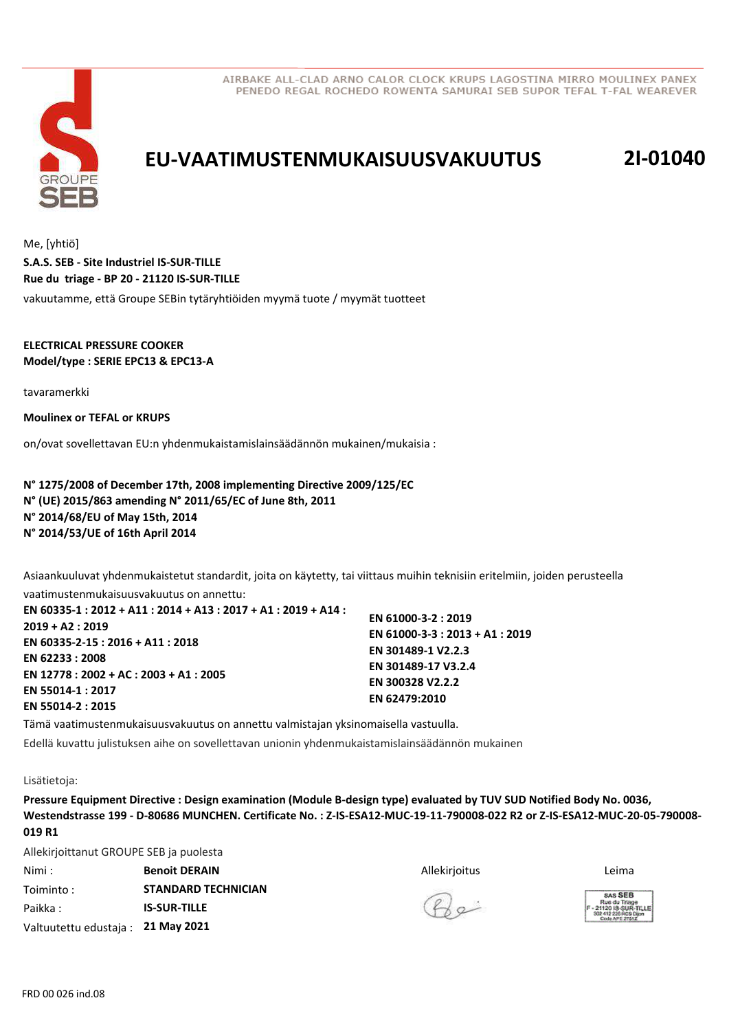AIRBAKE ALL-CLAD ARNO CALOR CLOCK KRUPS LAGOSTINA MIRRO MOULINEX PANEX PENEDO REGAL ROCHEDO ROWENTA SAMURAI SEB SUPOR TEFAL T-FAL WEAREVER

# EU-VAATIMUSTENMUKAISUUSVAKUUTUS

**2I-01040**

Me, [yhtiö]

**S.A.S. SEB - Site Industriel IS-SUR-TILLE**
**Rue du triage - BP 20 - 21120 IS-SUR-TILLE**

vakuutamme, että Groupe SEBin tytäryhtiöiden myymä tuote / myymät tuotteet

**ELECTRICAL PRESSURE COOKER**
**Model/type : SERIE EPC13 & EPC13-A**

tavaramerkki

**Moulinex or TEFAL or KRUPS**

on/ovat sovellettavan EU:n yhdenmukaistamislainsäädännön mukainen/mukaisia :

**N° 1275/2008 of December 17th, 2008 implementing Directive 2009/125/EC**
**N° (UE) 2015/863 amending N° 2011/65/EC of June 8th, 2011**
**N° 2014/68/EU of May 15th, 2014**
**N° 2014/53/UE of 16th April 2014**

Asiaankuuluvat yhdenmukaistetut standardit, joita on käytetty, tai viittaus muihin teknisiin eritelmiin, joiden perusteella vaatimustenmukaisuusvakuutus on annettu:

**EN 60335-1 : 2012 + A11 : 2014 + A13 : 2017 + A1 : 2019 + A14 : 2019 + A2 : 2019**
**EN 60335-2-15 : 2016 + A11 : 2018**
**EN 62233 : 2008**
**EN 12778 : 2002 + AC : 2003 + A1 : 2005**
**EN 55014-1 : 2017**
**EN 55014-2 : 2015**
**EN 61000-3-2 : 2019**
**EN 61000-3-3 : 2013 + A1 : 2019**
**EN 301489-1 V2.2.3**
**EN 301489-17 V3.2.4**
**EN 300328 V2.2.2**
**EN 62479:2010**

Tämä vaatimustenmukaisuusvakuutus on annettu valmistajan yksinomaisella vastuulla.

Edellä kuvattu julistuksen aihe on sovellettavan unionin yhdenmukaistamislainsäädännön mukainen

Lisätietoja:

**Pressure Equipment Directive : Design examination (Module B-design type) evaluated by TUV SUD Notified Body No. 0036, Westendstrasse 199 - D-80686 MUNCHEN. Certificate No. : Z-IS-ESA12-MUC-19-11-790008-022 R2 or Z-IS-ESA12-MUC-20-05-790008-019 R1**

Allekirjoittanut GROUPE SEB ja puolesta

| | | | |
|---|---|---|---|
| Nimi : | **Benoit DERAIN** | Allekirjoitus | Leima |
| Toiminto : | **STANDARD TECHNICIAN** | | SAS SEB Rue du Triage F - 21120 IS-SUR-TILLE 302 412 226 RCS Dijon Code APE 2751Z |
| Paikka : | **IS-SUR-TILLE** | | |
| Valtuutettu edustaja : | **21 May 2021** | | |

FRD 00 026 ind.08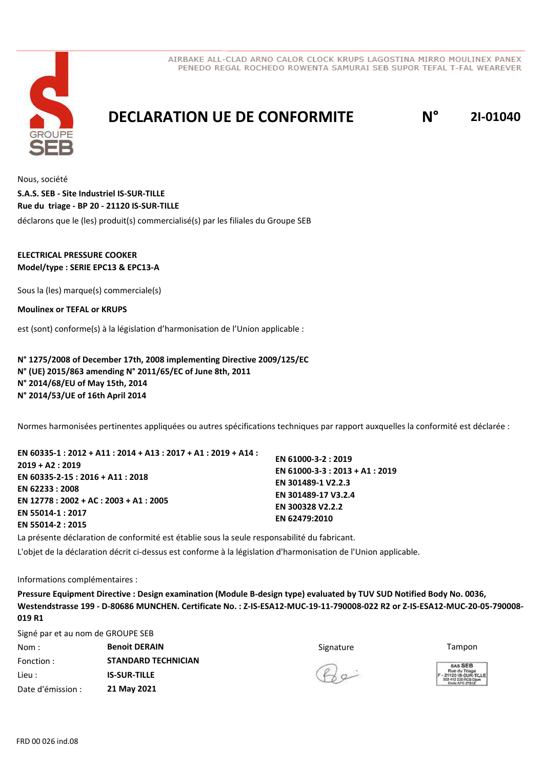AIRBAKE ALL-CLAD ARNO CALOR CLOCK KRUPS LAGOSTINA MIRRO MOULINEX PANEX PENEDO REGAL ROCHEDO ROWENTA SAMURAI SEB SUPOR TEFAL T-FAL WEAREVER

GROUPE SEB

# DECLARATION UE DE CONFORMITE N° 2I-01040

Nous, société

**S.A.S. SEB - Site Industriel IS-SUR-TILLE**
**Rue du triage - BP 20 - 21120 IS-SUR-TILLE**

déclarons que le (les) produit(s) commercialisé(s) par les filiales du Groupe SEB

**ELECTRICAL PRESSURE COOKER**
**Model/type : SERIE EPC13 & EPC13-A**

Sous la (les) marque(s) commerciale(s)

**Moulinex or TEFAL or KRUPS**

est (sont) conforme(s) à la législation d'harmonisation de l'Union applicable :

**N° 1275/2008 of December 17th, 2008 implementing Directive 2009/125/EC**
**N° (UE) 2015/863 amending N° 2011/65/EC of June 8th, 2011**
**N° 2014/68/EU of May 15th, 2014**
**N° 2014/53/UE of 16th April 2014**

Normes harmonisées pertinentes appliquées ou autres spécifications techniques par rapport auxquelles la conformité est déclarée :

**EN 60335-1 : 2012 + A11 : 2014 + A13 : 2017 + A1 : 2019 + A14 : 2019 + A2 : 2019**
**EN 60335-2-15 : 2016 + A11 : 2018**
**EN 62233 : 2008**
**EN 12778 : 2002 + AC : 2003 + A1 : 2005**
**EN 55014-1 : 2017**
**EN 55014-2 : 2015**
**EN 61000-3-2 : 2019**
**EN 61000-3-3 : 2013 + A1 : 2019**
**EN 301489-1 V2.2.3**
**EN 301489-17 V3.2.4**
**EN 300328 V2.2.2**
**EN 62479:2010**

La présente déclaration de conformité est établie sous la seule responsabilité du fabricant.

L'objet de la déclaration décrit ci-dessus est conforme à la législation d'harmonisation de l'Union applicable.

Informations complémentaires :

**Pressure Equipment Directive : Design examination (Module B-design type) evaluated by TUV SUD Notified Body No. 0036, Westendstrasse 199 - D-80686 MUNCHEN. Certificate No. : Z-IS-ESA12-MUC-19-11-790008-022 R2 or Z-IS-ESA12-MUC-20-05-790008-019 R1**

Signé par et au nom de GROUPE SEB

| | | Signature | Tampon |
|---|---|---|---|
| Nom : | **Benoit DERAIN** | | SAS SEB Rue du Triage F - 21120 IS-SUR-TILLE 302 412 226 RCS Dijon Code APE 2751Z |
| Fonction : | **STANDARD TECHNICIAN** | | |
| Lieu : | **IS-SUR-TILLE** | | |
| Date d'émission : | **21 May 2021** | | |

FRD 00 026 ind.08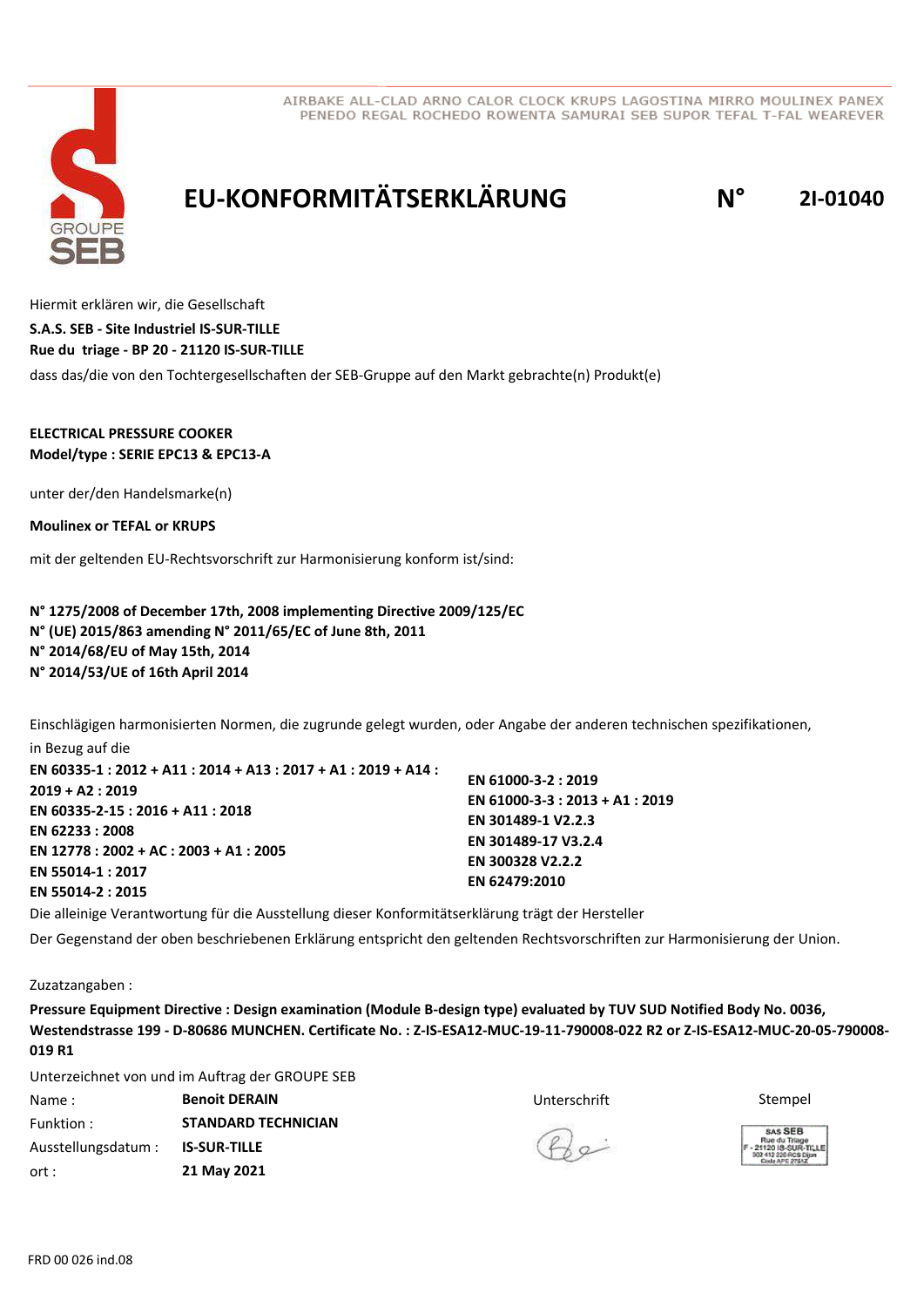AIRBAKE ALL-CLAD ARNO CALOR CLOCK KRUPS LAGOSTINA MIRRO MOULINEX PANEX PENEDO REGAL ROCHEDO ROWENTA SAMURAI SEB SUPOR TEFAL T-FAL WEAREVER

# EU-KONFORMITÄTSERKLÄRUNG N° 2I-01040

Hiermit erklären wir, die Gesellschaft

**S.A.S. SEB - Site Industriel IS-SUR-TILLE**
**Rue du triage - BP 20 - 21120 IS-SUR-TILLE**

dass das/die von den Tochtergesellschaften der SEB-Gruppe auf den Markt gebrachte(n) Produkt(e)

**ELECTRICAL PRESSURE COOKER**
**Model/type : SERIE EPC13 & EPC13-A**

unter der/den Handelsmarke(n)

**Moulinex or TEFAL or KRUPS**

mit der geltenden EU-Rechtsvorschrift zur Harmonisierung konform ist/sind:

**N° 1275/2008 of December 17th, 2008 implementing Directive 2009/125/EC**
**N° (UE) 2015/863 amending N° 2011/65/EC of June 8th, 2011**
**N° 2014/68/EU of May 15th, 2014**
**N° 2014/53/UE of 16th April 2014**

Einschlägigen harmonisierten Normen, die zugrunde gelegt wurden, oder Angabe der anderen technischen spezifikationen, in Bezug auf die

**EN 60335-1 : 2012 + A11 : 2014 + A13 : 2017 + A1 : 2019 + A14 : 2019 + A2 : 2019**
**EN 60335-2-15 : 2016 + A11 : 2018**
**EN 62233 : 2008**
**EN 12778 : 2002 + AC : 2003 + A1 : 2005**
**EN 55014-1 : 2017**
**EN 55014-2 : 2015**
**EN 61000-3-2 : 2019**
**EN 61000-3-3 : 2013 + A1 : 2019**
**EN 301489-1 V2.2.3**
**EN 301489-17 V3.2.4**
**EN 300328 V2.2.2**
**EN 62479:2010**

Die alleinige Verantwortung für die Ausstellung dieser Konformitätserklärung trägt der Hersteller

Der Gegenstand der oben beschriebenen Erklärung entspricht den geltenden Rechtsvorschriften zur Harmonisierung der Union.

Zuzatzangaben :

**Pressure Equipment Directive : Design examination (Module B-design type) evaluated by TUV SUD Notified Body No. 0036, Westendstrasse 199 - D-80686 MUNCHEN. Certificate No. : Z-IS-ESA12-MUC-19-11-790008-022 R2 or Z-IS-ESA12-MUC-20-05-790008-019 R1**

Unterzeichnet von und im Auftrag der GROUPE SEB

Name : **Benoit DERAIN**
Funktion : **STANDARD TECHNICIAN**
Ausstellungsdatum : **IS-SUR-TILLE**
ort : **21 May 2021**

Unterschrift

Stempel

SAS SEB
Rue du Triage
F - 21120 IS-SUR-TILLE
302 412 226 RCS Dijon
Code APE 2751Z

FRD 00 026 ind.08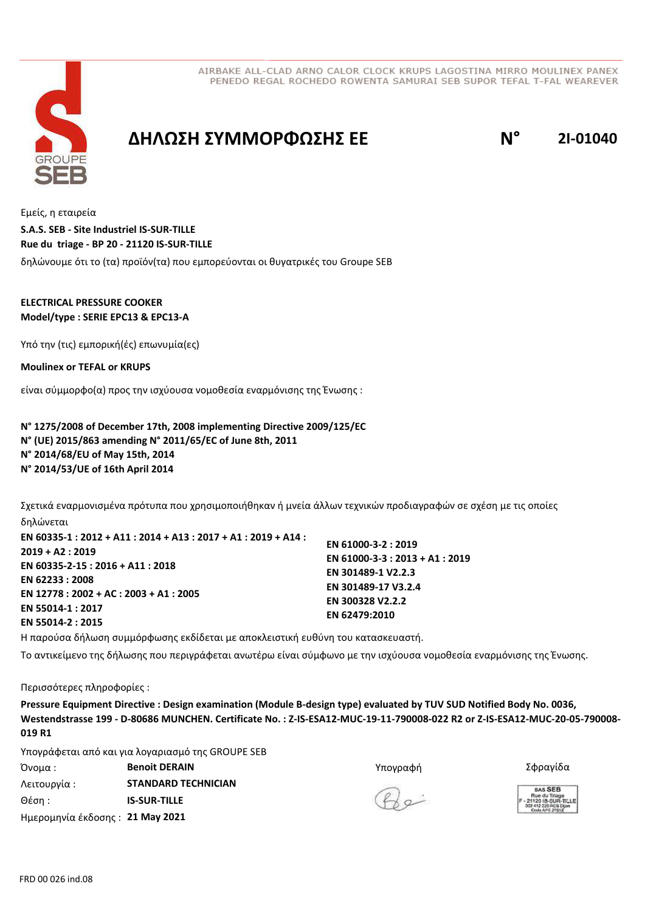AIRBAKE ALL-CLAD ARNO CALOR CLOCK KRUPS LAGOSTINA MIRRO MOULINEX PANEX PENEDO REGAL ROCHEDO ROWENTA SAMURAI SEB SUPOR TEFAL T-FAL WEAREVER

GROUPE SEB

# ΔΗΛΩΣΗ ΣΥΜΜΟΡΦΩΣΗΣ ΕΕ

**N° 2I-01040**

Εμείς, η εταιρεία

**S.A.S. SEB - Site Industriel IS-SUR-TILLE**
**Rue du triage - BP 20 - 21120 IS-SUR-TILLE**

δηλώνουμε ότι το (τα) προϊόν(τα) που εμπορεύονται οι θυγατρικές του Groupe SEB

**ELECTRICAL PRESSURE COOKER**
**Model/type : SERIE EPC13 & EPC13-A**

Υπό την (τις) εμπορική(ές) επωνυμία(ες)

**Moulinex or TEFAL or KRUPS**

είναι σύμμορφο(α) προς την ισχύουσα νομοθεσία εναρμόνισης της Ένωσης :

**N° 1275/2008 of December 17th, 2008 implementing Directive 2009/125/EC**
**N° (UE) 2015/863 amending N° 2011/65/EC of June 8th, 2011**
**N° 2014/68/EU of May 15th, 2014**
**N° 2014/53/UE of 16th April 2014**

Σχετικά εναρμονισμένα πρότυπα που χρησιμοποιήθηκαν ή μνεία άλλων τεχνικών προδιαγραφών σε σχέση με τις οποίες δηλώνεται

**EN 60335-1 : 2012 + A11 : 2014 + A13 : 2017 + A1 : 2019 + A14 : 2019 + A2 : 2019**
**EN 60335-2-15 : 2016 + A11 : 2018**
**EN 62233 : 2008**
**EN 12778 : 2002 + AC : 2003 + A1 : 2005**
**EN 55014-1 : 2017**
**EN 55014-2 : 2015**
**EN 61000-3-2 : 2019**
**EN 61000-3-3 : 2013 + A1 : 2019**
**EN 301489-1 V2.2.3**
**EN 301489-17 V3.2.4**
**EN 300328 V2.2.2**
**EN 62479:2010**

Η παρούσα δήλωση συμμόρφωσης εκδίδεται με αποκλειστική ευθύνη του κατασκευαστή.

Το αντικείμενο της δήλωσης που περιγράφεται ανωτέρω είναι σύμφωνο με την ισχύουσα νομοθεσία εναρμόνισης της Ένωσης.

Περισσότερες πληροφορίες :

**Pressure Equipment Directive : Design examination (Module B-design type) evaluated by TUV SUD Notified Body No. 0036, Westendstrasse 199 - D-80686 MUNCHEN. Certificate No. : Z-IS-ESA12-MUC-19-11-790008-022 R2 or Z-IS-ESA12-MUC-20-05-790008-019 R1**

Υπογράφεται από και για λογαριασμό της GROUPE SEB

Όνομα : **Benoit DERAIN**
Λειτουργία : **STANDARD TECHNICIAN**
Θέση : **IS-SUR-TILLE**
Ημερομηνία έκδοσης : **21 May 2021**

Υπογραφή

Σφραγίδα

SAS SEB
Rue du Triage
F - 21120 IS-SUR-TILLE
302 412 226 RCS Dijon
Code APE 2751Z

FRD 00 026 ind.08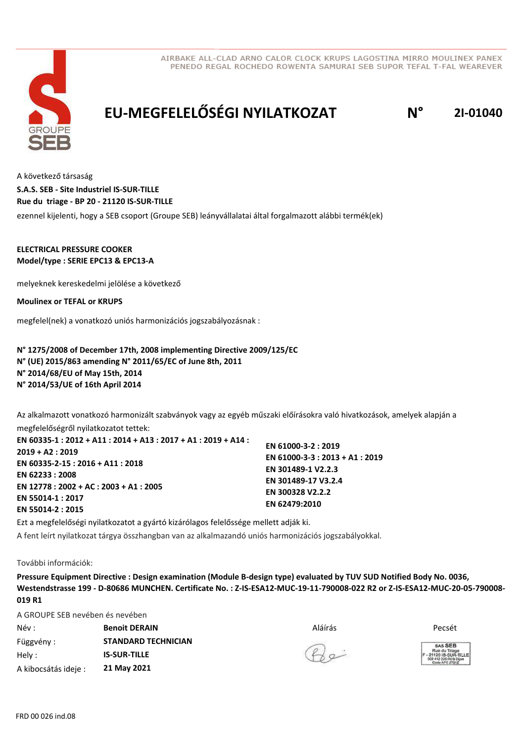AIRBAKE ALL-CLAD ARNO CALOR CLOCK KRUPS LAGOSTINA MIRRO MOULINEX PANEX
PENEDO REGAL ROCHEDO ROWENTA SAMURAI SEB SUPOR TEFAL T-FAL WEAREVER

# EU-MEGFELELŐSÉGI NYILATKOZAT N° 2I-01040

A következő társaság
**S.A.S. SEB - Site Industriel IS-SUR-TILLE**
**Rue du triage - BP 20 - 21120 IS-SUR-TILLE**
ezennel kijelenti, hogy a SEB csoport (Groupe SEB) leányvállalatai által forgalmazott alábbi termék(ek)

**ELECTRICAL PRESSURE COOKER**
**Model/type : SERIE EPC13 & EPC13-A**

melyeknek kereskedelmi jelölése a következő

**Moulinex or TEFAL or KRUPS**

megfelel(nek) a vonatkozó uniós harmonizációs jogszabályozásnak :

**N° 1275/2008 of December 17th, 2008 implementing Directive 2009/125/EC**
**N° (UE) 2015/863 amending N° 2011/65/EC of June 8th, 2011**
**N° 2014/68/EU of May 15th, 2014**
**N° 2014/53/UE of 16th April 2014**

Az alkalmazott vonatkozó harmonizált szabványok vagy az egyéb műszaki előírásokra való hivatkozások, amelyek alapján a megfelelőségről nyilatkozatot tettek:

**EN 60335-1 : 2012 + A11 : 2014 + A13 : 2017 + A1 : 2019 + A14 : 2019 + A2 : 2019**
**EN 60335-2-15 : 2016 + A11 : 2018**
**EN 62233 : 2008**
**EN 12778 : 2002 + AC : 2003 + A1 : 2005**
**EN 55014-1 : 2017**
**EN 55014-2 : 2015**
**EN 61000-3-2 : 2019**
**EN 61000-3-3 : 2013 + A1 : 2019**
**EN 301489-1 V2.2.3**
**EN 301489-17 V3.2.4**
**EN 300328 V2.2.2**
**EN 62479:2010**

Ezt a megfelelőségi nyilatkozatot a gyártó kizárólagos felelőssége mellett adják ki.
A fent leírt nyilatkozat tárgya összhangban van az alkalmazandó uniós harmonizációs jogszabályokkal.

További információk:

**Pressure Equipment Directive : Design examination (Module B-design type) evaluated by TUV SUD Notified Body No. 0036, Westendstrasse 199 - D-80686 MUNCHEN. Certificate No. : Z-IS-ESA12-MUC-19-11-790008-022 R2 or Z-IS-ESA12-MUC-20-05-790008-019 R1**

A GROUPE SEB nevében és nevében

Név : **Benoit DERAIN**
Függvény : **STANDARD TECHNICIAN**
Hely : **IS-SUR-TILLE**
A kibocsátás ideje : **21 May 2021**

Aláírás

Pecsét

SAS SEB
Rue du Triage
F - 21120 IS-SUR-TILLE
302 412 226 RCS Dijon
Code APE 2751Z

FRD 00 026 ind.08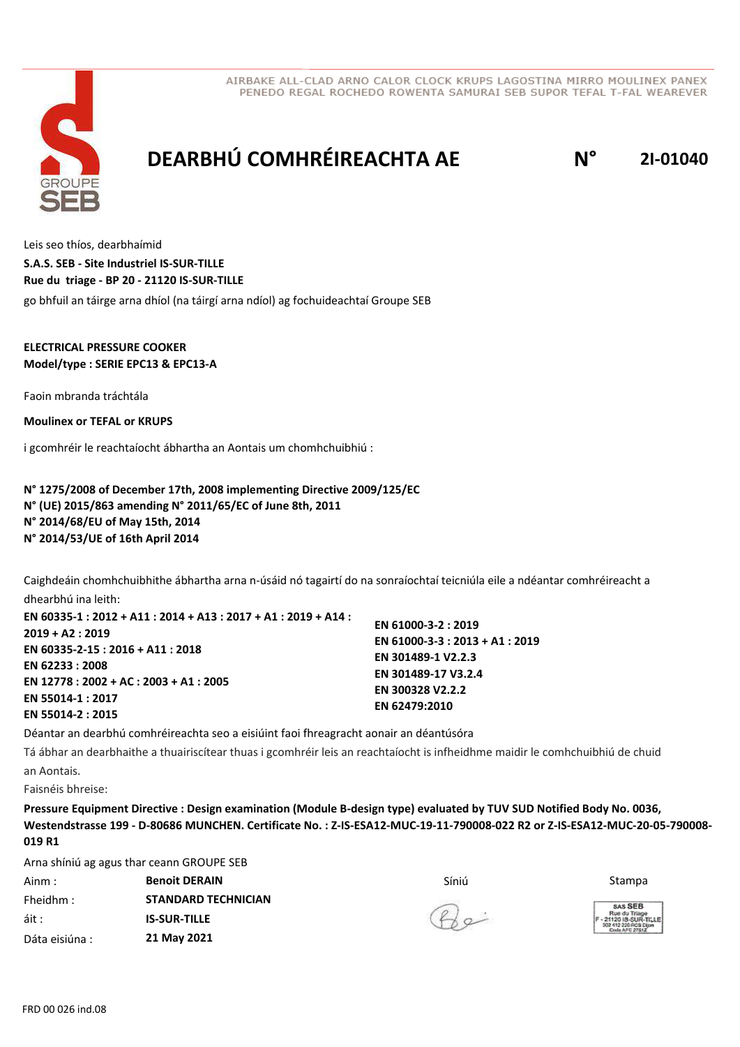AIRBAKE ALL-CLAD ARNO CALOR CLOCK KRUPS LAGOSTINA MIRRO MOULINEX PANEX
PENEDO REGAL ROCHEDO ROWENTA SAMURAI SEB SUPOR TEFAL T-FAL WEAREVER

# DEARBHÚ COMHRÉIREACHTA AE N° 2I-01040

Leis seo thíos, dearbhaímid
**S.A.S. SEB - Site Industriel IS-SUR-TILLE**
**Rue du triage - BP 20 - 21120 IS-SUR-TILLE**
go bhfuil an táirge arna dhíol (na táirgí arna ndíol) ag fochuideachtaí Groupe SEB

**ELECTRICAL PRESSURE COOKER**
**Model/type : SERIE EPC13 & EPC13-A**

Faoin mbranda tráchtála

**Moulinex or TEFAL or KRUPS**

i gcomhréir le reachtaíocht ábhartha an Aontais um chomhchuibhiú :

**N° 1275/2008 of December 17th, 2008 implementing Directive 2009/125/EC**
**N° (UE) 2015/863 amending N° 2011/65/EC of June 8th, 2011**
**N° 2014/68/EU of May 15th, 2014**
**N° 2014/53/UE of 16th April 2014**

Caighdeáin chomhchuibhithe ábhartha arna n-úsáid nó tagairtí do na sonraíochtaí teicniúla eile a ndéantar comhréireacht a dhearbhú ina leith:

**EN 60335-1 : 2012 + A11 : 2014 + A13 : 2017 + A1 : 2019 + A14 : 2019 + A2 : 2019**
**EN 60335-2-15 : 2016 + A11 : 2018**
**EN 62233 : 2008**
**EN 12778 : 2002 + AC : 2003 + A1 : 2005**
**EN 55014-1 : 2017**
**EN 55014-2 : 2015**
**EN 61000-3-2 : 2019**
**EN 61000-3-3 : 2013 + A1 : 2019**
**EN 301489-1 V2.2.3**
**EN 301489-17 V3.2.4**
**EN 300328 V2.2.2**
**EN 62479:2010**

Déantar an dearbhú comhréireachta seo a eisiúint faoi fhreagracht aonair an déantúsóra

Tá ábhar an dearbhaithe a thuairiscítear thuas i gcomhréir leis an reachtaíocht is infheidhme maidir le comhchuibhiú de chuid an Aontais.

Faisnéis bhreise:

**Pressure Equipment Directive : Design examination (Module B-design type) evaluated by TUV SUD Notified Body No. 0036, Westendstrasse 199 - D-80686 MUNCHEN. Certificate No. : Z-IS-ESA12-MUC-19-11-790008-022 R2 or Z-IS-ESA12-MUC-20-05-790008-019 R1**

Arna shíniú ag agus thar ceann GROUPE SEB

| | | | |
|---|---|---|---|
| Ainm : | **Benoit DERAIN** | Síniú | Stampa |
| Fheidhm : | **STANDARD TECHNICIAN** | | SAS SEB Rue du Triage F - 21120 IS-SUR-TILLE 302 412 226 RCS Dijon Code APE 2751Z |
| áit : | **IS-SUR-TILLE** | | |
| Dáta eisiúna : | **21 May 2021** | | |

FRD 00 026 ind.08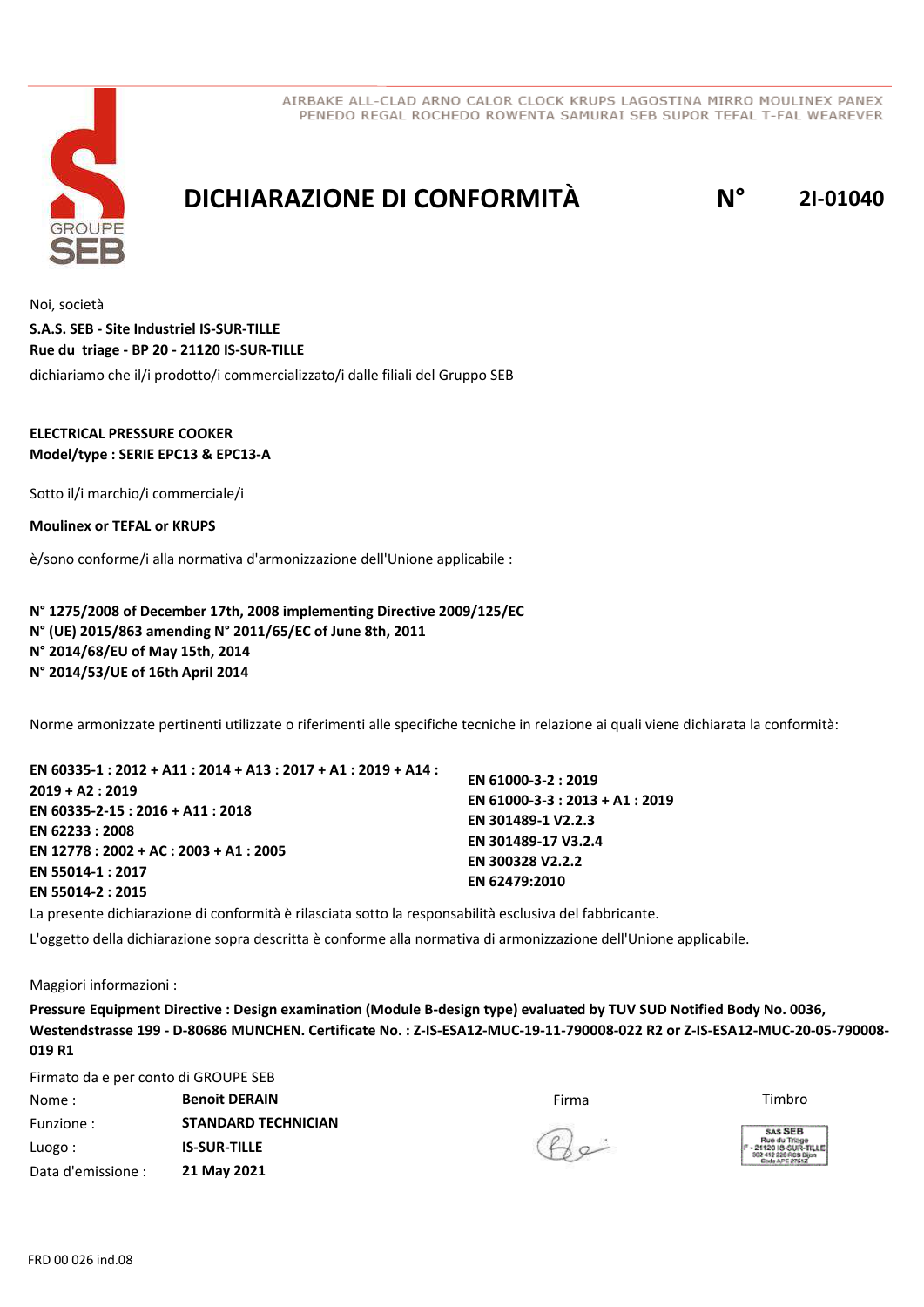AIRBAKE ALL-CLAD ARNO CALOR CLOCK KRUPS LAGOSTINA MIRRO MOULINEX PANEX PENEDO REGAL ROCHEDO ROWENTA SAMURAI SEB SUPOR TEFAL T-FAL WEAREVER

# DICHIARAZIONE DI CONFORMITÀ N° 2I-01040

Noi, società

**S.A.S. SEB - Site Industriel IS-SUR-TILLE**
**Rue du triage - BP 20 - 21120 IS-SUR-TILLE**

dichiariamo che il/i prodotto/i commercializzato/i dalle filiali del Gruppo SEB

**ELECTRICAL PRESSURE COOKER**
**Model/type : SERIE EPC13 & EPC13-A**

Sotto il/i marchio/i commerciale/i

**Moulinex or TEFAL or KRUPS**

è/sono conforme/i alla normativa d'armonizzazione dell'Unione applicabile :

**N° 1275/2008 of December 17th, 2008 implementing Directive 2009/125/EC**
**N° (UE) 2015/863 amending N° 2011/65/EC of June 8th, 2011**
**N° 2014/68/EU of May 15th, 2014**
**N° 2014/53/UE of 16th April 2014**

Norme armonizzate pertinenti utilizzate o riferimenti alle specifiche tecniche in relazione ai quali viene dichiarata la conformità:

**EN 60335-1 : 2012 + A11 : 2014 + A13 : 2017 + A1 : 2019 + A14 : 2019 + A2 : 2019**
**EN 60335-2-15 : 2016 + A11 : 2018**
**EN 62233 : 2008**
**EN 12778 : 2002 + AC : 2003 + A1 : 2005**
**EN 55014-1 : 2017**
**EN 55014-2 : 2015**
**EN 61000-3-2 : 2019**
**EN 61000-3-3 : 2013 + A1 : 2019**
**EN 301489-1 V2.2.3**
**EN 301489-17 V3.2.4**
**EN 300328 V2.2.2**
**EN 62479:2010**

La presente dichiarazione di conformità è rilasciata sotto la responsabilità esclusiva del fabbricante.

L'oggetto della dichiarazione sopra descritta è conforme alla normativa di armonizzazione dell'Unione applicabile.

Maggiori informazioni :

**Pressure Equipment Directive : Design examination (Module B-design type) evaluated by TUV SUD Notified Body No. 0036, Westendstrasse 199 - D-80686 MUNCHEN. Certificate No. : Z-IS-ESA12-MUC-19-11-790008-022 R2 or Z-IS-ESA12-MUC-20-05-790008-019 R1**

Firmato da e per conto di GROUPE SEB

| | | | |
|---|---|---|---|
| Nome : | **Benoit DERAIN** | Firma | Timbro |
| Funzione : | **STANDARD TECHNICIAN** | | SAS SEB Rue du Triage F - 21120 IS-SUR-TILLE 302 412 226 RCS Dijon Code APE 2751Z |
| Luogo : | **IS-SUR-TILLE** | | |
| Data d'emissione : | **21 May 2021** | | |

FRD 00 026 ind.08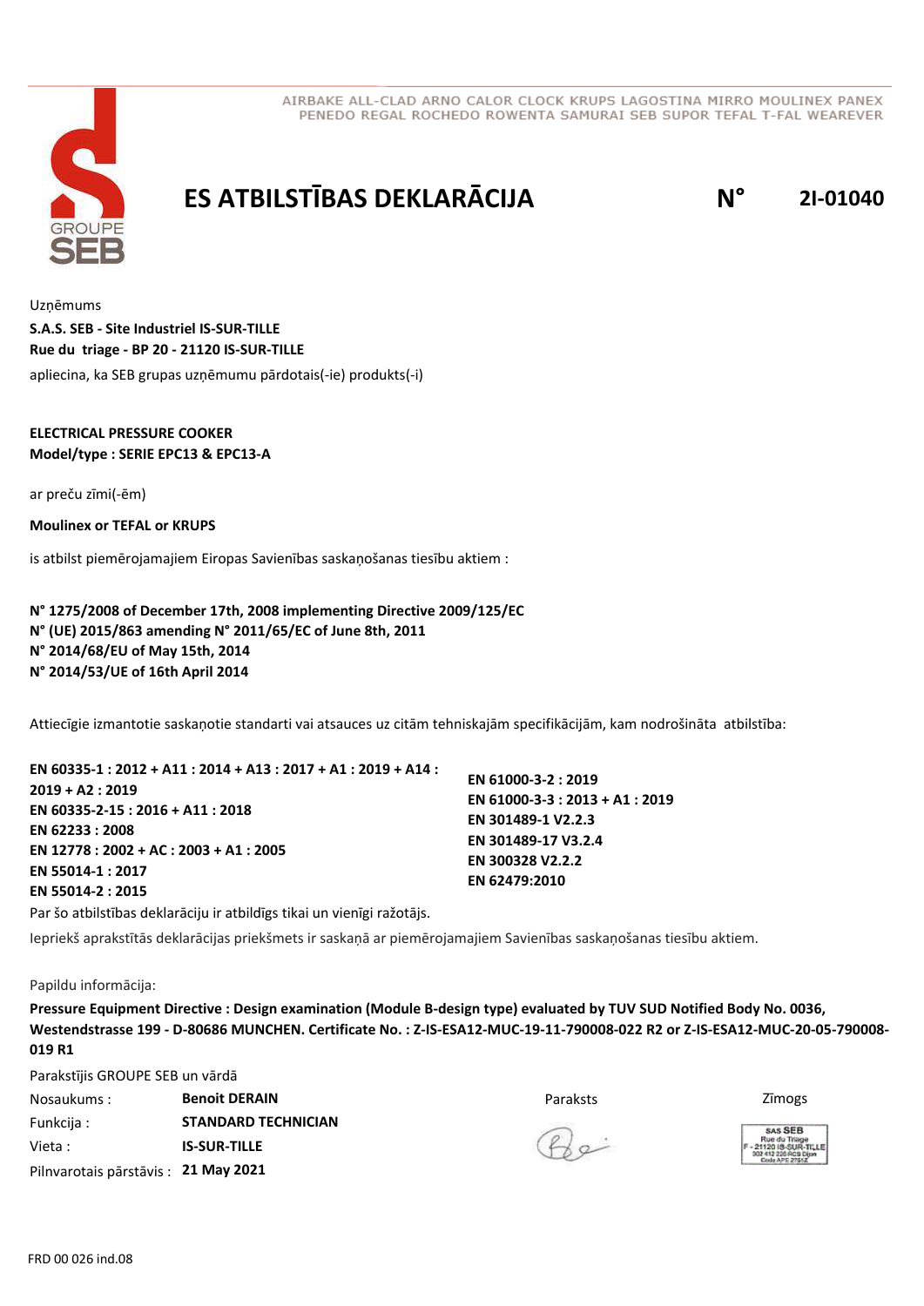AIRBAKE ALL-CLAD ARNO CALOR CLOCK KRUPS LAGOSTINA MIRRO MOULINEX PANEX
PENEDO REGAL ROCHEDO ROWENTA SAMURAI SEB SUPOR TEFAL T-FAL WEAREVER

# ES ATBILSTĪBAS DEKLARĀCIJA N° 2I-01040

Uzņēmums
**S.A.S. SEB - Site Industriel IS-SUR-TILLE**
**Rue du triage - BP 20 - 21120 IS-SUR-TILLE**
apliecina, ka SEB grupas uzņēmumu pārdotais(-ie) produkts(-i)

**ELECTRICAL PRESSURE COOKER**
**Model/type : SERIE EPC13 & EPC13-A**

ar preču zīmi(-ēm)

**Moulinex or TEFAL or KRUPS**

is atbilst piemērojamajiem Eiropas Savienības saskaņošanas tiesību aktiem :

**N° 1275/2008 of December 17th, 2008 implementing Directive 2009/125/EC**
**N° (UE) 2015/863 amending N° 2011/65/EC of June 8th, 2011**
**N° 2014/68/EU of May 15th, 2014**
**N° 2014/53/UE of 16th April 2014**

Attiecīgie izmantotie saskaņotie standarti vai atsauces uz citām tehniskajām specifikācijām, kam nodrošināta atbilstība:

**EN 60335-1 : 2012 + A11 : 2014 + A13 : 2017 + A1 : 2019 + A14 : 2019 + A2 : 2019**
**EN 60335-2-15 : 2016 + A11 : 2018**
**EN 62233 : 2008**
**EN 12778 : 2002 + AC : 2003 + A1 : 2005**
**EN 55014-1 : 2017**
**EN 55014-2 : 2015**
**EN 61000-3-2 : 2019**
**EN 61000-3-3 : 2013 + A1 : 2019**
**EN 301489-1 V2.2.3**
**EN 301489-17 V3.2.4**
**EN 300328 V2.2.2**
**EN 62479:2010**

Par šo atbilstības deklarāciju ir atbildīgs tikai un vienīgi ražotājs.

Iepriekš aprakstītās deklarācijas priekšmets ir saskaņā ar piemērojamajiem Savienības saskaņošanas tiesību aktiem.

Papildu informācija:

**Pressure Equipment Directive : Design examination (Module B-design type) evaluated by TUV SUD Notified Body No. 0036, Westendstrasse 199 - D-80686 MUNCHEN. Certificate No. : Z-IS-ESA12-MUC-19-11-790008-022 R2 or Z-IS-ESA12-MUC-20-05-790008-019 R1**

Parakstījis GROUPE SEB un vārdā

| | | | |
|---|---|---|---|
| Nosaukums : | **Benoit DERAIN** | Paraksts | Zīmogs |
| Funkcija : | **STANDARD TECHNICIAN** | | |
| Vieta : | **IS-SUR-TILLE** | | |
| Pilnvarotais pārstāvis : | **21 May 2021** | | |

FRD 00 026 ind.08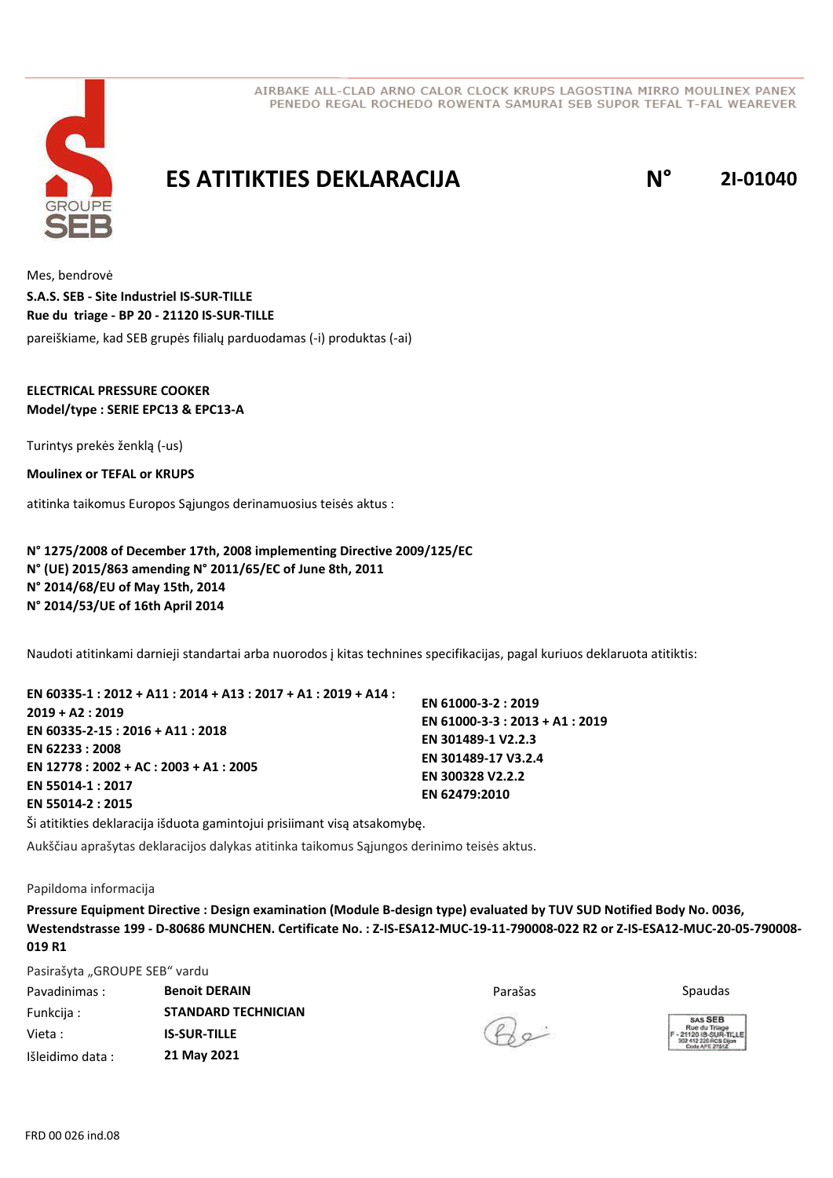AIRBAKE ALL-CLAD ARNO CALOR CLOCK KRUPS LAGOSTINA MIRRO MOULINEX PANEX PENEDO REGAL ROCHEDO ROWENTA SAMURAI SEB SUPOR TEFAL T-FAL WEAREVER

# ES ATITIKTIES DEKLARACIJA N° 2I-01040

Mes, bendrovė

**S.A.S. SEB - Site Industriel IS-SUR-TILLE**
**Rue du triage - BP 20 - 21120 IS-SUR-TILLE**

pareiškiame, kad SEB grupės filialų parduodamas (-i) produktas (-ai)

**ELECTRICAL PRESSURE COOKER**
**Model/type : SERIE EPC13 & EPC13-A**

Turintys prekės ženklą (-us)

**Moulinex or TEFAL or KRUPS**

atitinka taikomus Europos Sąjungos derinamuosius teisės aktus :

**N° 1275/2008 of December 17th, 2008 implementing Directive 2009/125/EC**
**N° (UE) 2015/863 amending N° 2011/65/EC of June 8th, 2011**
**N° 2014/68/EU of May 15th, 2014**
**N° 2014/53/UE of 16th April 2014**

Naudoti atitinkami darnieji standartai arba nuorodos į kitas technines specifikacijas, pagal kuriuos deklaruota atitiktis:

**EN 60335-1 : 2012 + A11 : 2014 + A13 : 2017 + A1 : 2019 + A14 : 2019 + A2 : 2019**
**EN 60335-2-15 : 2016 + A11 : 2018**
**EN 62233 : 2008**
**EN 12778 : 2002 + AC : 2003 + A1 : 2005**
**EN 55014-1 : 2017**
**EN 55014-2 : 2015**
**EN 61000-3-2 : 2019**
**EN 61000-3-3 : 2013 + A1 : 2019**
**EN 301489-1 V2.2.3**
**EN 301489-17 V3.2.4**
**EN 300328 V2.2.2**
**EN 62479:2010**

Ši atitikties deklaracija išduota gamintojui prisiimant visą atsakomybę.

Aukščiau aprašytas deklaracijos dalykas atitinka taikomus Sąjungos derinimo teisės aktus.

Papildoma informacija

**Pressure Equipment Directive : Design examination (Module B-design type) evaluated by TUV SUD Notified Body No. 0036, Westendstrasse 199 - D-80686 MUNCHEN. Certificate No. : Z-IS-ESA12-MUC-19-11-790008-022 R2 or Z-IS-ESA12-MUC-20-05-790008-019 R1**

Pasirašyta „GROUPE SEB" vardu

| | | Parašas | Spaudas |
|---|---|---|---|
| Pavadinimas : | **Benoit DERAIN** | | SAS SEB Rue du Triage F - 21120 IS-SUR-TILLE 302 412 226 RCS Dijon Code APE 2751Z |
| Funkcija : | **STANDARD TECHNICIAN** | | |
| Vieta : | **IS-SUR-TILLE** | | |
| Išleidimo data : | **21 May 2021** | | |

FRD 00 026 ind.08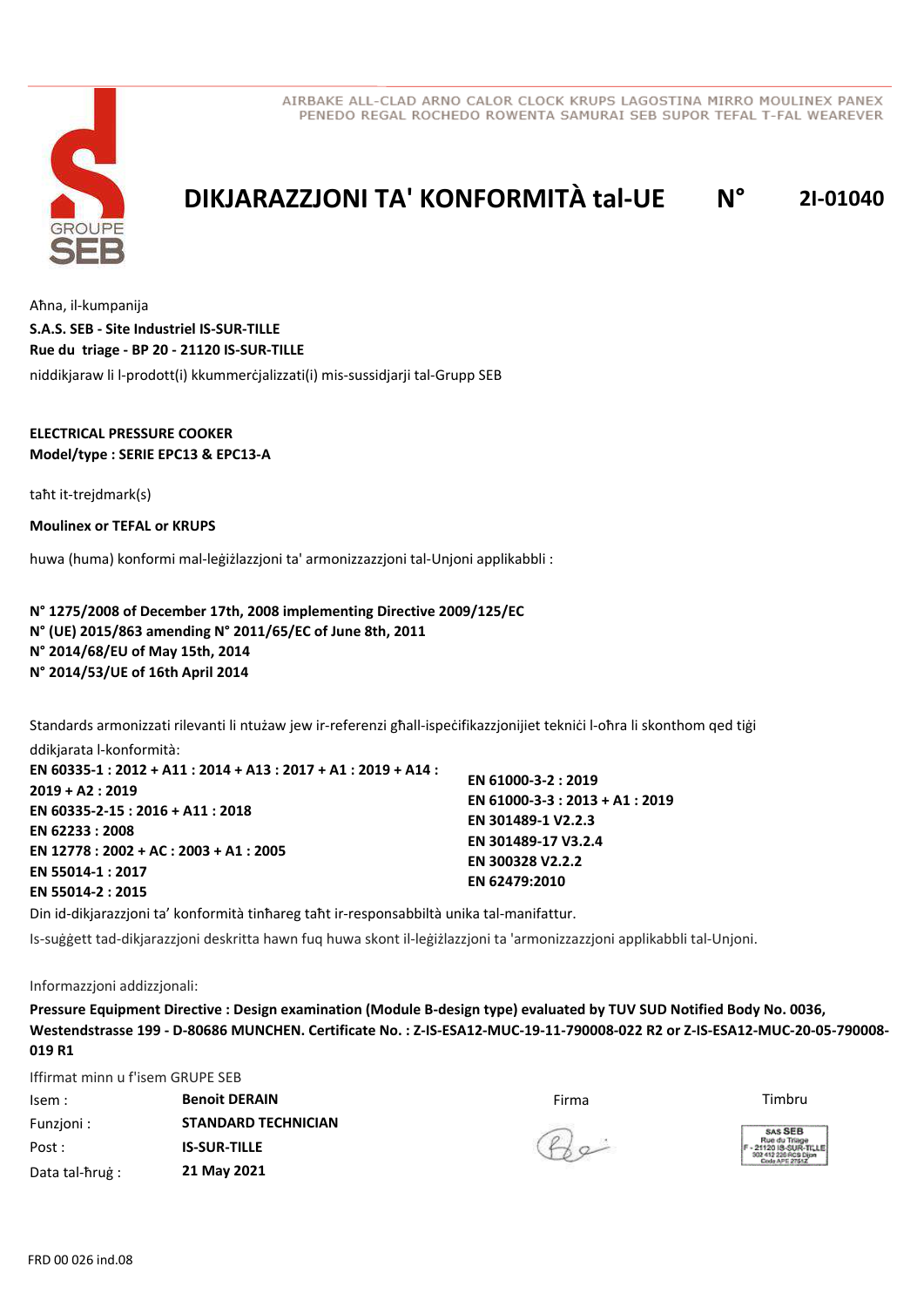AIRBAKE ALL-CLAD ARNO CALOR CLOCK KRUPS LAGOSTINA MIRRO MOULINEX PANEX PENEDO REGAL ROCHEDO ROWENTA SAMURAI SEB SUPOR TEFAL T-FAL WEAREVER

GROUPE SEB

# DIKJARAZZJONI TA' KONFORMITÀ tal-UE N° 2I-01040

Aħna, il-kumpanija

**S.A.S. SEB - Site Industriel IS-SUR-TILLE**
**Rue du triage - BP 20 - 21120 IS-SUR-TILLE**

niddikjaraw li l-prodott(i) kkummerċjalizzati(i) mis-sussidjarji tal-Grupp SEB

**ELECTRICAL PRESSURE COOKER**
**Model/type : SERIE EPC13 & EPC13-A**

taħt it-trejdmark(s)

**Moulinex or TEFAL or KRUPS**

huwa (huma) konformi mal-leġiżlazzjoni ta' armonizzazzjoni tal-Unjoni applikabbli :

**N° 1275/2008 of December 17th, 2008 implementing Directive 2009/125/EC**
**N° (UE) 2015/863 amending N° 2011/65/EC of June 8th, 2011**
**N° 2014/68/EU of May 15th, 2014**
**N° 2014/53/UE of 16th April 2014**

Standards armonizzati rilevanti li ntużaw jew ir-referenzi għall-ispeċifikazzjonijiet tekniċi l-oħra li skonthom qed tiġi ddikjarata l-konformità:

**EN 60335-1 : 2012 + A11 : 2014 + A13 : 2017 + A1 : 2019 + A14 : 2019 + A2 : 2019**
**EN 60335-2-15 : 2016 + A11 : 2018**
**EN 62233 : 2008**
**EN 12778 : 2002 + AC : 2003 + A1 : 2005**
**EN 55014-1 : 2017**
**EN 55014-2 : 2015**
**EN 61000-3-2 : 2019**
**EN 61000-3-3 : 2013 + A1 : 2019**
**EN 301489-1 V2.2.3**
**EN 301489-17 V3.2.4**
**EN 300328 V2.2.2**
**EN 62479:2010**

Din id-dikjarazzjoni ta' konformità tinħareg taħt ir-responsabbiltà unika tal-manifattur.

Is-suġġett tad-dikjarazzjoni deskritta hawn fuq huwa skont il-leġiżlazzjoni ta 'armonizzazzjoni applikabbli tal-Unjoni.

Informazzjoni addizzjonali:

**Pressure Equipment Directive : Design examination (Module B-design type) evaluated by TUV SUD Notified Body No. 0036, Westendstrasse 199 - D-80686 MUNCHEN. Certificate No. : Z-IS-ESA12-MUC-19-11-790008-022 R2 or Z-IS-ESA12-MUC-20-05-790008-019 R1**

Iffirmat minn u f'isem GRUPE SEB

| | | | |
|---|---|---|---|
| Isem : | **Benoit DERAIN** | Firma | Timbru |
| Funzjoni : | **STANDARD TECHNICIAN** | | SAS SEB Rue du Triage F - 21120 IS-SUR-TILLE 302 412 226 RCS Dijon Code APE 2751Z |
| Post : | **IS-SUR-TILLE** | | |
| Data tal-ħruġ : | **21 May 2021** | | |

FRD 00 026 ind.08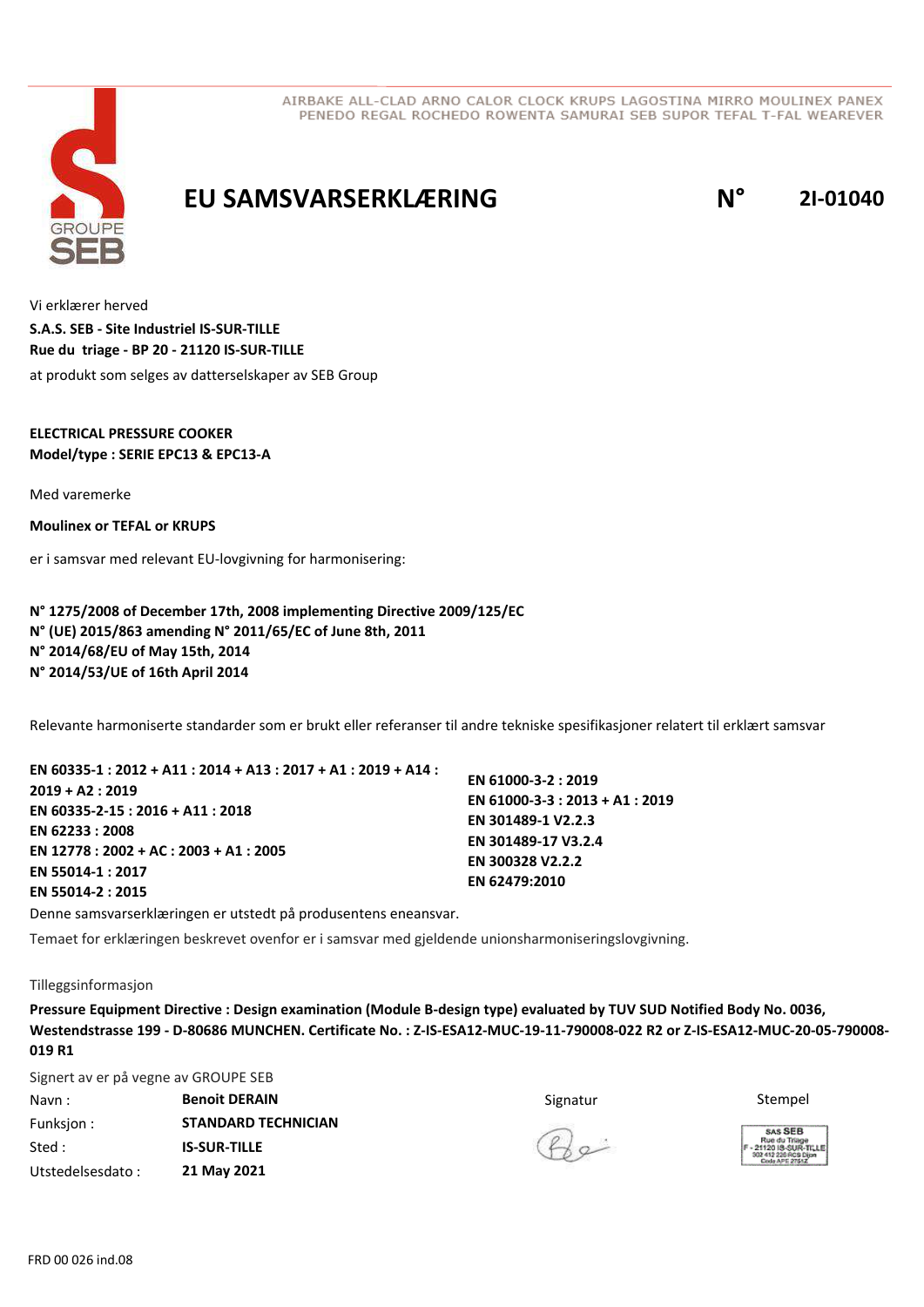AIRBAKE ALL-CLAD ARNO CALOR CLOCK KRUPS LAGOSTINA MIRRO MOULINEX PANEX
PENEDO REGAL ROCHEDO ROWENTA SAMURAI SEB SUPOR TEFAL T-FAL WEAREVER

# EU SAMSVARSERKLÆRING N° 2I-01040

Vi erklærer herved
**S.A.S. SEB - Site Industriel IS-SUR-TILLE**
**Rue du triage - BP 20 - 21120 IS-SUR-TILLE**
at produkt som selges av datterselskaper av SEB Group

**ELECTRICAL PRESSURE COOKER**
**Model/type : SERIE EPC13 & EPC13-A**

Med varemerke

**Moulinex or TEFAL or KRUPS**

er i samsvar med relevant EU-lovgivning for harmonisering:

**N° 1275/2008 of December 17th, 2008 implementing Directive 2009/125/EC**
**N° (UE) 2015/863 amending N° 2011/65/EC of June 8th, 2011**
**N° 2014/68/EU of May 15th, 2014**
**N° 2014/53/UE of 16th April 2014**

Relevante harmoniserte standarder som er brukt eller referanser til andre tekniske spesifikasjoner relatert til erklært samsvar

**EN 60335-1 : 2012 + A11 : 2014 + A13 : 2017 + A1 : 2019 + A14 : 2019 + A2 : 2019**
**EN 60335-2-15 : 2016 + A11 : 2018**
**EN 62233 : 2008**
**EN 12778 : 2002 + AC : 2003 + A1 : 2005**
**EN 55014-1 : 2017**
**EN 55014-2 : 2015**
**EN 61000-3-2 : 2019**
**EN 61000-3-3 : 2013 + A1 : 2019**
**EN 301489-1 V2.2.3**
**EN 301489-17 V3.2.4**
**EN 300328 V2.2.2**
**EN 62479:2010**

Denne samsvarserklæringen er utstedt på produsentens eneansvar.

Temaet for erklæringen beskrevet ovenfor er i samsvar med gjeldende unionsharmoniseringslovgivning.

Tilleggsinformasjon

**Pressure Equipment Directive : Design examination (Module B-design type) evaluated by TUV SUD Notified Body No. 0036, Westendstrasse 199 - D-80686 MUNCHEN. Certificate No. : Z-IS-ESA12-MUC-19-11-790008-022 R2 or Z-IS-ESA12-MUC-20-05-790008-019 R1**

Signert av er på vegne av GROUPE SEB

| | | | |
|---|---|---|---|
| Navn : | **Benoit DERAIN** | Signatur | Stempel |
| Funksjon : | **STANDARD TECHNICIAN** | | |
| Sted : | **IS-SUR-TILLE** | | |
| Utstedelsesdato : | **21 May 2021** | | |

FRD 00 026 ind.08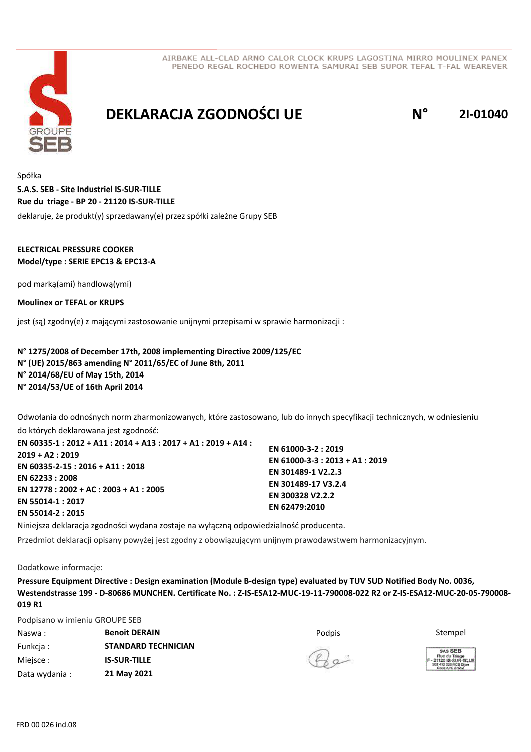AIRBAKE ALL-CLAD ARNO CALOR CLOCK KRUPS LAGOSTINA MIRRO MOULINEX PANEX
PENEDO REGAL ROCHEDO ROWENTA SAMURAI SEB SUPOR TEFAL T-FAL WEAREVER

GROUPE SEB

# DEKLARACJA ZGODNOŚCI UE

**N° 2I-01040**

Spółka

**S.A.S. SEB - Site Industriel IS-SUR-TILLE**
**Rue du triage - BP 20 - 21120 IS-SUR-TILLE**

deklaruje, że produkt(y) sprzedawany(e) przez spółki zależne Grupy SEB

**ELECTRICAL PRESSURE COOKER**
**Model/type : SERIE EPC13 & EPC13-A**

pod marką(ami) handlową(ymi)

**Moulinex or TEFAL or KRUPS**

jest (są) zgodny(e) z mającymi zastosowanie unijnymi przepisami w sprawie harmonizacji :

**N° 1275/2008 of December 17th, 2008 implementing Directive 2009/125/EC**
**N° (UE) 2015/863 amending N° 2011/65/EC of June 8th, 2011**
**N° 2014/68/EU of May 15th, 2014**
**N° 2014/53/UE of 16th April 2014**

Odwołania do odnośnych norm zharmonizowanych, które zastosowano, lub do innych specyfikacji technicznych, w odniesieniu do których deklarowana jest zgodność:

**EN 60335-1 : 2012 + A11 : 2014 + A13 : 2017 + A1 : 2019 + A14 : 2019 + A2 : 2019**
**EN 60335-2-15 : 2016 + A11 : 2018**
**EN 62233 : 2008**
**EN 12778 : 2002 + AC : 2003 + A1 : 2005**
**EN 55014-1 : 2017**
**EN 55014-2 : 2015**
**EN 61000-3-2 : 2019**
**EN 61000-3-3 : 2013 + A1 : 2019**
**EN 301489-1 V2.2.3**
**EN 301489-17 V3.2.4**
**EN 300328 V2.2.2**
**EN 62479:2010**

Niniejsza deklaracja zgodności wydana zostaje na wyłączną odpowiedzialność producenta.

Przedmiot deklaracji opisany powyżej jest zgodny z obowiązującym unijnym prawodawstwem harmonizacyjnym.

Dodatkowe informacje:

**Pressure Equipment Directive : Design examination (Module B-design type) evaluated by TUV SUD Notified Body No. 0036, Westendstrasse 199 - D-80686 MUNCHEN. Certificate No. : Z-IS-ESA12-MUC-19-11-790008-022 R2 or Z-IS-ESA12-MUC-20-05-790008-019 R1**

Podpisano w imieniu GROUPE SEB

| | | | |
|---|---|---|---|
| Naswa : | **Benoit DERAIN** | Podpis | Stempel |
| Funkcja : | **STANDARD TECHNICIAN** | | SAS SEB Rue du Triage F - 21120 IS-SUR-TILLE |
| Miejsce : | **IS-SUR-TILLE** | | |
| Data wydania : | **21 May 2021** | | |

FRD 00 026 ind.08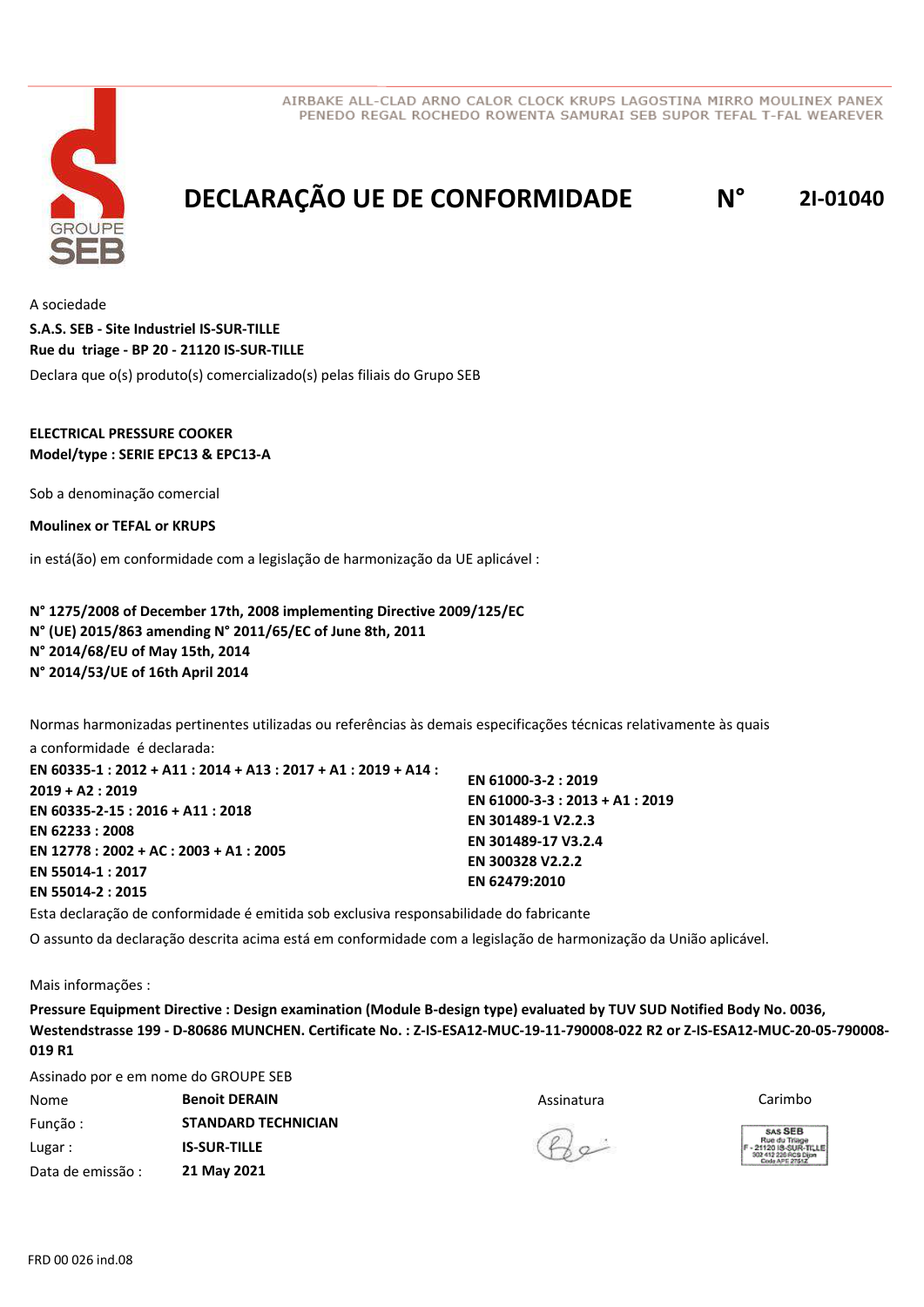AIRBAKE ALL-CLAD ARNO CALOR CLOCK KRUPS LAGOSTINA MIRRO MOULINEX PANEX PENEDO REGAL ROCHEDO ROWENTA SAMURAI SEB SUPOR TEFAL T-FAL WEAREVER

GROUPE SEB

# DECLARAÇÃO UE DE CONFORMIDADE N° 2I-01040

A sociedade

**S.A.S. SEB - Site Industriel IS-SUR-TILLE**
**Rue du triage - BP 20 - 21120 IS-SUR-TILLE**

Declara que o(s) produto(s) comercializado(s) pelas filiais do Grupo SEB

**ELECTRICAL PRESSURE COOKER**
**Model/type : SERIE EPC13 & EPC13-A**

Sob a denominação comercial

**Moulinex or TEFAL or KRUPS**

in está(ão) em conformidade com a legislação de harmonização da UE aplicável :

**N° 1275/2008 of December 17th, 2008 implementing Directive 2009/125/EC**
**N° (UE) 2015/863 amending N° 2011/65/EC of June 8th, 2011**
**N° 2014/68/EU of May 15th, 2014**
**N° 2014/53/UE of 16th April 2014**

Normas harmonizadas pertinentes utilizadas ou referências às demais especificações técnicas relativamente às quais a conformidade é declarada:

**EN 60335-1 : 2012 + A11 : 2014 + A13 : 2017 + A1 : 2019 + A14 : 2019 + A2 : 2019**
**EN 60335-2-15 : 2016 + A11 : 2018**
**EN 62233 : 2008**
**EN 12778 : 2002 + AC : 2003 + A1 : 2005**
**EN 55014-1 : 2017**
**EN 55014-2 : 2015**
**EN 61000-3-2 : 2019**
**EN 61000-3-3 : 2013 + A1 : 2019**
**EN 301489-1 V2.2.3**
**EN 301489-17 V3.2.4**
**EN 300328 V2.2.2**
**EN 62479:2010**

Esta declaração de conformidade é emitida sob exclusiva responsabilidade do fabricante

O assunto da declaração descrita acima está em conformidade com a legislação de harmonização da União aplicável.

Mais informações :

**Pressure Equipment Directive : Design examination (Module B-design type) evaluated by TUV SUD Notified Body No. 0036, Westendstrasse 199 - D-80686 MUNCHEN. Certificate No. : Z-IS-ESA12-MUC-19-11-790008-022 R2 or Z-IS-ESA12-MUC-20-05-790008-019 R1**

Assinado por e em nome do GROUPE SEB

| | | Assinatura | Carimbo |
|---|---|---|---|
| Nome | **Benoit DERAIN** | | SAS SEB Rue du Triage F - 21120 IS-SUR-TILLE 302 412 226 RCS Dijon Code APE 2751Z |
| Função : | **STANDARD TECHNICIAN** | | |
| Lugar : | **IS-SUR-TILLE** | | |
| Data de emissão : | **21 May 2021** | | |

FRD 00 026 ind.08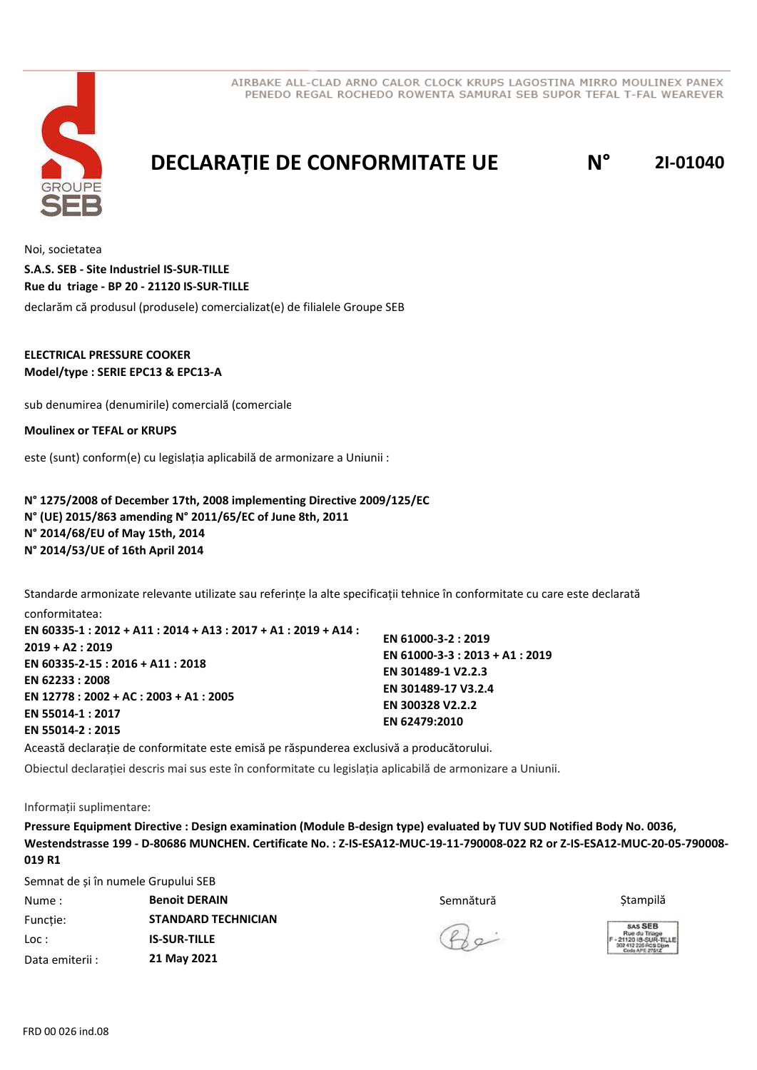AIRBAKE ALL-CLAD ARNO CALOR CLOCK KRUPS LAGOSTINA MIRRO MOULINEX PANEX
PENEDO REGAL ROCHEDO ROWENTA SAMURAI SEB SUPOR TEFAL T-FAL WEAREVER

# DECLARAȚIE DE CONFORMITATE UE N° 2I-01040

Noi, societatea

**S.A.S. SEB - Site Industriel IS-SUR-TILLE**
**Rue du triage - BP 20 - 21120 IS-SUR-TILLE**

declarăm că produsul (produsele) comercializat(e) de filialele Groupe SEB

**ELECTRICAL PRESSURE COOKER**
**Model/type : SERIE EPC13 & EPC13-A**

sub denumirea (denumirile) comercială (comerciale

**Moulinex or TEFAL or KRUPS**

este (sunt) conform(e) cu legislația aplicabilă de armonizare a Uniunii :

**N° 1275/2008 of December 17th, 2008 implementing Directive 2009/125/EC**
**N° (UE) 2015/863 amending N° 2011/65/EC of June 8th, 2011**
**N° 2014/68/EU of May 15th, 2014**
**N° 2014/53/UE of 16th April 2014**

Standarde armonizate relevante utilizate sau referințe la alte specificații tehnice în conformitate cu care este declarată conformitatea:

**EN 60335-1 : 2012 + A11 : 2014 + A13 : 2017 + A1 : 2019 + A14 : 2019 + A2 : 2019**
**EN 60335-2-15 : 2016 + A11 : 2018**
**EN 62233 : 2008**
**EN 12778 : 2002 + AC : 2003 + A1 : 2005**
**EN 55014-1 : 2017**
**EN 55014-2 : 2015**
**EN 61000-3-2 : 2019**
**EN 61000-3-3 : 2013 + A1 : 2019**
**EN 301489-1 V2.2.3**
**EN 301489-17 V3.2.4**
**EN 300328 V2.2.2**
**EN 62479:2010**

Această declarație de conformitate este emisă pe răspunderea exclusivă a producătorului.

Obiectul declarației descris mai sus este în conformitate cu legislația aplicabilă de armonizare a Uniunii.

Informații suplimentare:

**Pressure Equipment Directive : Design examination (Module B-design type) evaluated by TUV SUD Notified Body No. 0036, Westendstrasse 199 - D-80686 MUNCHEN. Certificate No. : Z-IS-ESA12-MUC-19-11-790008-022 R2 or Z-IS-ESA12-MUC-20-05-790008-019 R1**

Semnat de și în numele Grupului SEB

| | | | |
|---|---|---|---|
| Nume : | **Benoit DERAIN** | Semnătură | Ștampilă |
| Funcție: | **STANDARD TECHNICIAN** | | SAS SEB Rue du Triage F - 21120 IS-SUR-TILLE 302 412 226 RCS Dijon Code APE 2751Z |
| Loc : | **IS-SUR-TILLE** | | |
| Data emiterii : | **21 May 2021** | | |

FRD 00 026 ind.08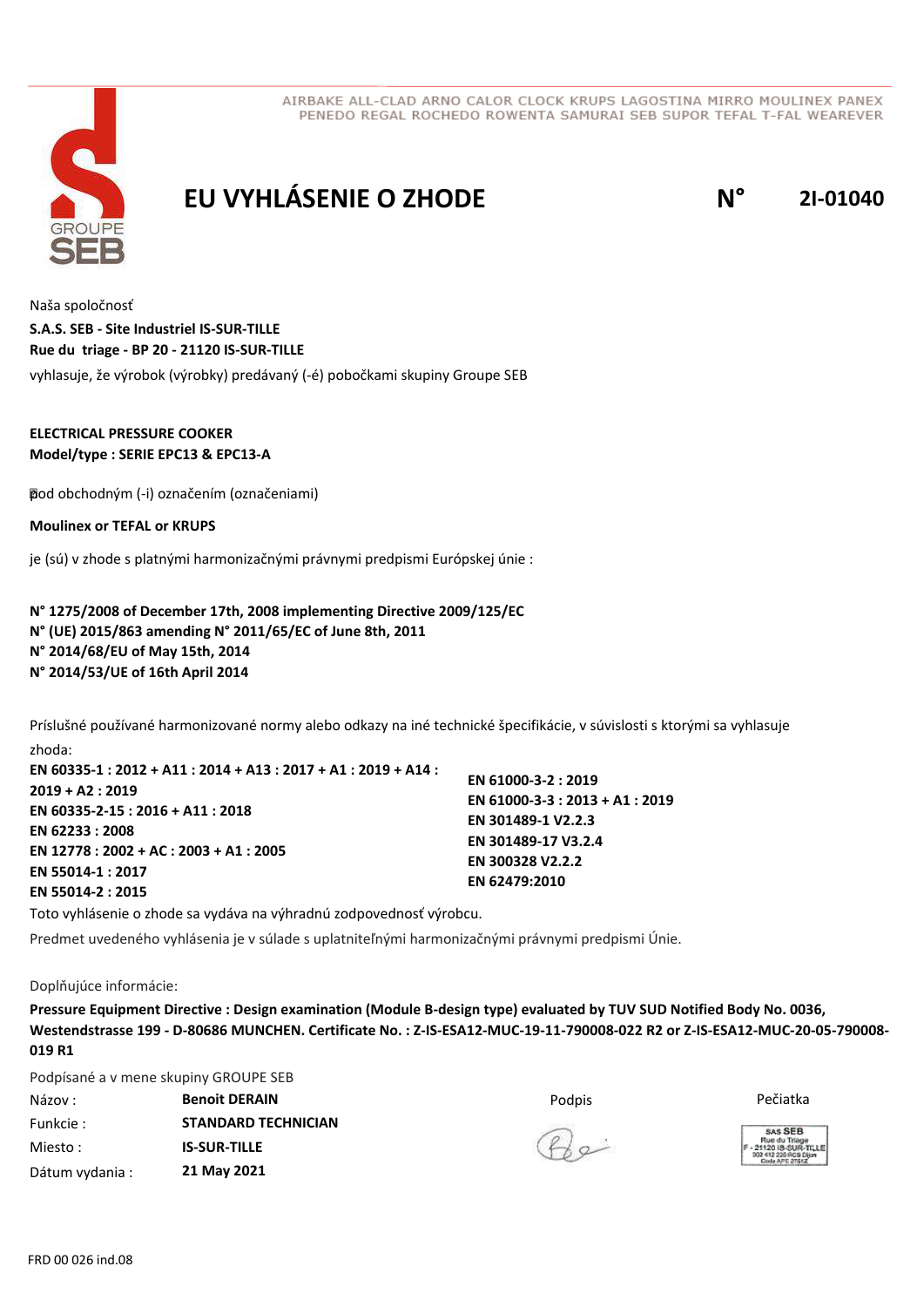AIRBAKE ALL-CLAD ARNO CALOR CLOCK KRUPS LAGOSTINA MIRRO MOULINEX PANEX PENEDO REGAL ROCHEDO ROWENTA SAMURAI SEB SUPOR TEFAL T-FAL WEAREVER

# EU VYHLÁSENIE O ZHODE N° 2I-01040

Naša spoločnosť

**S.A.S. SEB - Site Industriel IS-SUR-TILLE**
**Rue du triage - BP 20 - 21120 IS-SUR-TILLE**

vyhlasuje, že výrobok (výrobky) predávaný (-é) pobočkami skupiny Groupe SEB

**ELECTRICAL PRESSURE COOKER**
**Model/type : SERIE EPC13 & EPC13-A**

pod obchodným (-i) označením (označeniami)

**Moulinex or TEFAL or KRUPS**

je (sú) v zhode s platnými harmonizačnými právnymi predpismi Európskej únie :

**N° 1275/2008 of December 17th, 2008 implementing Directive 2009/125/EC**
**N° (UE) 2015/863 amending N° 2011/65/EC of June 8th, 2011**
**N° 2014/68/EU of May 15th, 2014**
**N° 2014/53/UE of 16th April 2014**

Príslušné používané harmonizované normy alebo odkazy na iné technické špecifikácie, v súvislosti s ktorými sa vyhlasuje zhoda:

**EN 60335-1 : 2012 + A11 : 2014 + A13 : 2017 + A1 : 2019 + A14 : 2019 + A2 : 2019**
**EN 60335-2-15 : 2016 + A11 : 2018**
**EN 62233 : 2008**
**EN 12778 : 2002 + AC : 2003 + A1 : 2005**
**EN 55014-1 : 2017**
**EN 55014-2 : 2015**
**EN 61000-3-2 : 2019**
**EN 61000-3-3 : 2013 + A1 : 2019**
**EN 301489-1 V2.2.3**
**EN 301489-17 V3.2.4**
**EN 300328 V2.2.2**
**EN 62479:2010**

Toto vyhlásenie o zhode sa vydáva na výhradnú zodpovednosť výrobcu.

Predmet uvedeného vyhlásenia je v súlade s uplatniteľnými harmonizačnými právnymi predpismi Únie.

Doplňujúce informácie:

**Pressure Equipment Directive : Design examination (Module B-design type) evaluated by TUV SUD Notified Body No. 0036, Westendstrasse 199 - D-80686 MUNCHEN. Certificate No. : Z-IS-ESA12-MUC-19-11-790008-022 R2 or Z-IS-ESA12-MUC-20-05-790008-019 R1**

Podpísané a v mene skupiny GROUPE SEB

| | | | |
|---|---|---|---|
| Názov : | **Benoit DERAIN** | Podpis | Pečiatka |
| Funkcie : | **STANDARD TECHNICIAN** | | |
| Miesto : | **IS-SUR-TILLE** | | SAS SEB Rue du Triage F - 21120 IS-SUR-TILLE 302 412 226 RCS Dijon Code APE 2751Z |
| Dátum vydania : | **21 May 2021** | | |

FRD 00 026 ind.08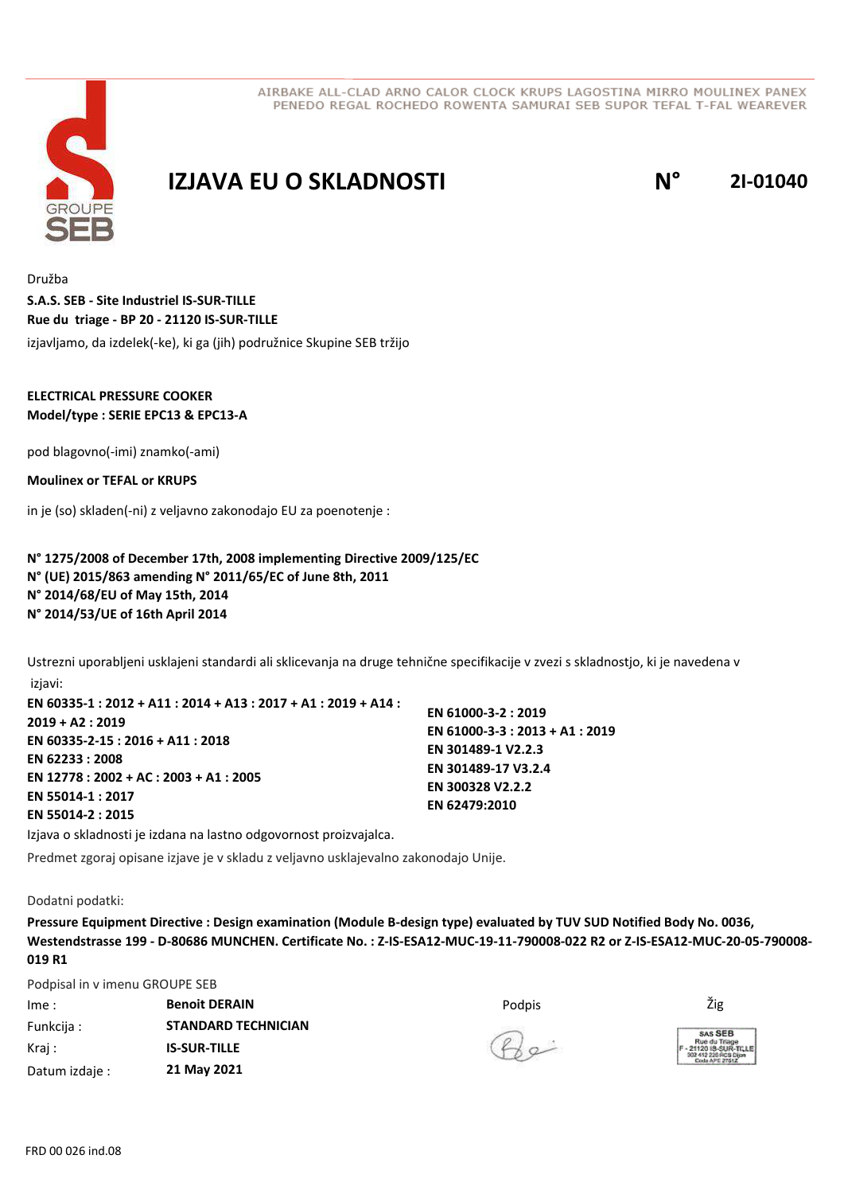AIRBAKE ALL-CLAD ARNO CALOR CLOCK KRUPS LAGOSTINA MIRRO MOULINEX PANEX PENEDO REGAL ROCHEDO ROWENTA SAMURAI SEB SUPOR TEFAL T-FAL WEAREVER

# IZJAVA EU O SKLADNOSTI

**N° 2I-01040**

Družba

**S.A.S. SEB - Site Industriel IS-SUR-TILLE**
**Rue du triage - BP 20 - 21120 IS-SUR-TILLE**

izjavljamo, da izdelek(-ke), ki ga (jih) podružnice Skupine SEB tržijo

**ELECTRICAL PRESSURE COOKER**
**Model/type : SERIE EPC13 & EPC13-A**

pod blagovno(-imi) znamko(-ami)

**Moulinex or TEFAL or KRUPS**

in je (so) skladen(-ni) z veljavno zakonodajo EU za poenotenje :

**N° 1275/2008 of December 17th, 2008 implementing Directive 2009/125/EC**
**N° (UE) 2015/863 amending N° 2011/65/EC of June 8th, 2011**
**N° 2014/68/EU of May 15th, 2014**
**N° 2014/53/UE of 16th April 2014**

Ustrezni uporabljeni usklajeni standardi ali sklicevanja na druge tehnične specifikacije v zvezi s skladnostjo, ki je navedena v izjavi:

**EN 60335-1 : 2012 + A11 : 2014 + A13 : 2017 + A1 : 2019 + A14 : 2019 + A2 : 2019**
**EN 60335-2-15 : 2016 + A11 : 2018**
**EN 62233 : 2008**
**EN 12778 : 2002 + AC : 2003 + A1 : 2005**
**EN 55014-1 : 2017**
**EN 55014-2 : 2015**
**EN 61000-3-2 : 2019**
**EN 61000-3-3 : 2013 + A1 : 2019**
**EN 301489-1 V2.2.3**
**EN 301489-17 V3.2.4**
**EN 300328 V2.2.2**
**EN 62479:2010**

Izjava o skladnosti je izdana na lastno odgovornost proizvajalca.

Predmet zgoraj opisane izjave je v skladu z veljavno usklajevalno zakonodajo Unije.

Dodatni podatki:

**Pressure Equipment Directive : Design examination (Module B-design type) evaluated by TUV SUD Notified Body No. 0036, Westendstrasse 199 - D-80686 MUNCHEN. Certificate No. : Z-IS-ESA12-MUC-19-11-790008-022 R2 or Z-IS-ESA12-MUC-20-05-790008-019 R1**

Podpisal in v imenu GROUPE SEB

| | | | |
|---|---|---|---|
| Ime : | **Benoit DERAIN** | Podpis | Žig |
| Funkcija : | **STANDARD TECHNICIAN** | | |
| Kraj : | **IS-SUR-TILLE** | | |
| Datum izdaje : | **21 May 2021** | | |

SAS SEB
Rue du Triage
F - 21120 IS-SUR-TILLE
302 412 226 RCS Dijon
Code APE 2751Z

FRD 00 026 ind.08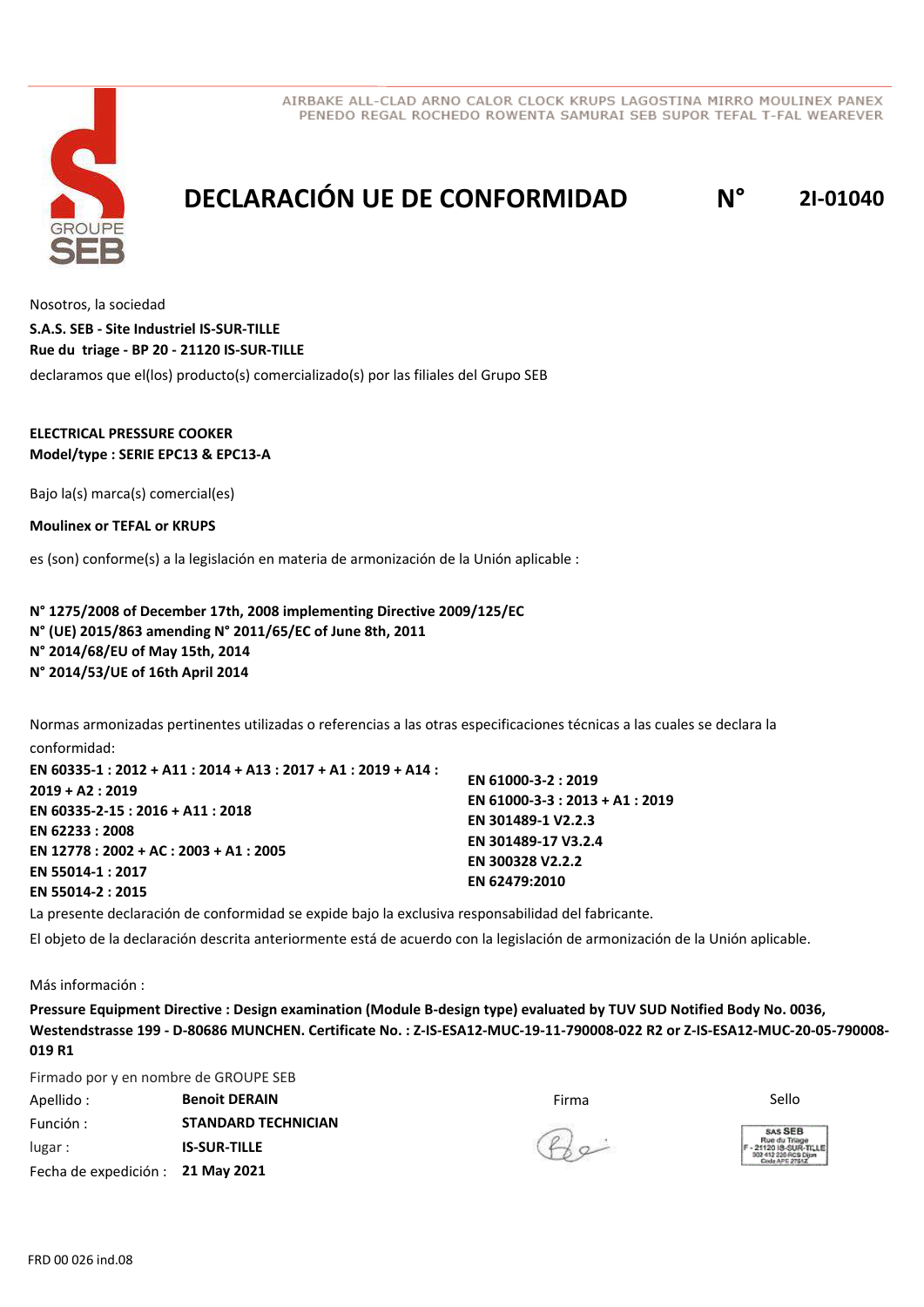AIRBAKE ALL-CLAD ARNO CALOR CLOCK KRUPS LAGOSTINA MIRRO MOULINEX PANEX
PENEDO REGAL ROCHEDO ROWENTA SAMURAI SEB SUPOR TEFAL T-FAL WEAREVER

GROUPE SEB

# DECLARACIÓN UE DE CONFORMIDAD N° 2I-01040

Nosotros, la sociedad

**S.A.S. SEB - Site Industriel IS-SUR-TILLE**
**Rue du triage - BP 20 - 21120 IS-SUR-TILLE**

declaramos que el(los) producto(s) comercializado(s) por las filiales del Grupo SEB

**ELECTRICAL PRESSURE COOKER**
**Model/type : SERIE EPC13 & EPC13-A**

Bajo la(s) marca(s) comercial(es)

**Moulinex or TEFAL or KRUPS**

es (son) conforme(s) a la legislación en materia de armonización de la Unión aplicable :

**N° 1275/2008 of December 17th, 2008 implementing Directive 2009/125/EC**
**N° (UE) 2015/863 amending N° 2011/65/EC of June 8th, 2011**
**N° 2014/68/EU of May 15th, 2014**
**N° 2014/53/UE of 16th April 2014**

Normas armonizadas pertinentes utilizadas o referencias a las otras especificaciones técnicas a las cuales se declara la conformidad:

**EN 60335-1 : 2012 + A11 : 2014 + A13 : 2017 + A1 : 2019 + A14 : 2019 + A2 : 2019**
**EN 60335-2-15 : 2016 + A11 : 2018**
**EN 62233 : 2008**
**EN 12778 : 2002 + AC : 2003 + A1 : 2005**
**EN 55014-1 : 2017**
**EN 55014-2 : 2015**
**EN 61000-3-2 : 2019**
**EN 61000-3-3 : 2013 + A1 : 2019**
**EN 301489-1 V2.2.3**
**EN 301489-17 V3.2.4**
**EN 300328 V2.2.2**
**EN 62479:2010**

La presente declaración de conformidad se expide bajo la exclusiva responsabilidad del fabricante.

El objeto de la declaración descrita anteriormente está de acuerdo con la legislación de armonización de la Unión aplicable.

Más información :

**Pressure Equipment Directive : Design examination (Module B-design type) evaluated by TUV SUD Notified Body No. 0036, Westendstrasse 199 - D-80686 MUNCHEN. Certificate No. : Z-IS-ESA12-MUC-19-11-790008-022 R2 or Z-IS-ESA12-MUC-20-05-790008-019 R1**

Firmado por y en nombre de GROUPE SEB

| | | | |
|---|---|---|---|
| Apellido : | **Benoit DERAIN** | Firma | Sello |
| Función : | **STANDARD TECHNICIAN** | | SAS SEB Rue du Triage F - 21120 IS-SUR-TILLE 302 412 226 RCS Dijon Code APE 2751Z |
| lugar : | **IS-SUR-TILLE** | | |
| Fecha de expedición : | **21 May 2021** | | |

FRD 00 026 ind.08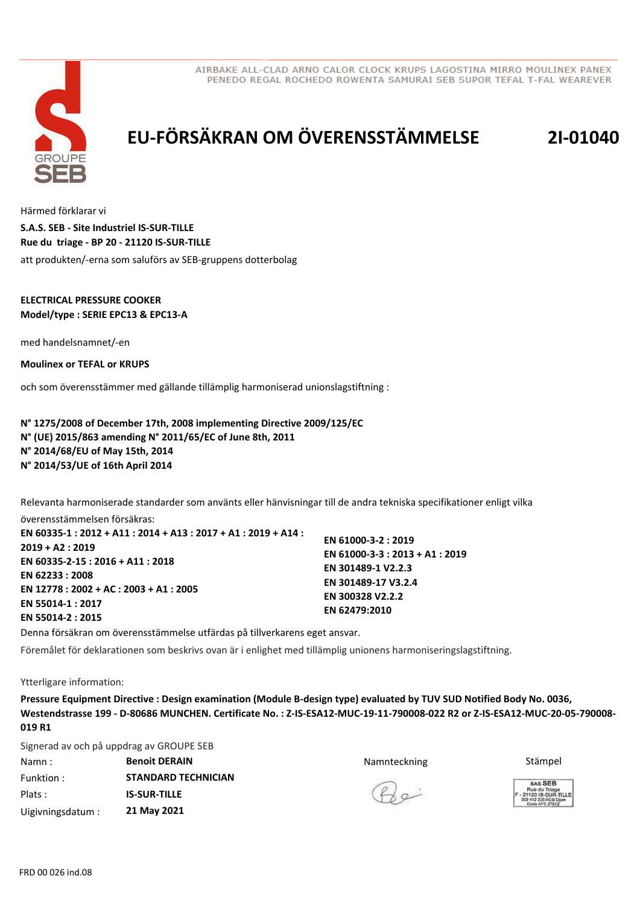AIRBAKE ALL-CLAD ARNO CALOR CLOCK KRUPS LAGOSTINA MIRRO MOULINEX PANEX PENEDO REGAL ROCHEDO ROWENTA SAMURAI SEB SUPOR TEFAL T-FAL WEAREVER

# EU-FÖRSÄKRAN OM ÖVERENSSTÄMMELSE 2I-01040

Härmed förklarar vi

**S.A.S. SEB - Site Industriel IS-SUR-TILLE**
**Rue du triage - BP 20 - 21120 IS-SUR-TILLE**

att produkten/-erna som saluförs av SEB-gruppens dotterbolag

**ELECTRICAL PRESSURE COOKER**
**Model/type : SERIE EPC13 & EPC13-A**

med handelsnamnet/-en

**Moulinex or TEFAL or KRUPS**

och som överensstämmer med gällande tillämplig harmoniserad unionslagstiftning :

**N° 1275/2008 of December 17th, 2008 implementing Directive 2009/125/EC**
**N° (UE) 2015/863 amending N° 2011/65/EC of June 8th, 2011**
**N° 2014/68/EU of May 15th, 2014**
**N° 2014/53/UE of 16th April 2014**

Relevanta harmoniserade standarder som använts eller hänvisningar till de andra tekniska specifikationer enligt vilka överensstämmelsen försäkras:

**EN 60335-1 : 2012 + A11 : 2014 + A13 : 2017 + A1 : 2019 + A14 : 2019 + A2 : 2019**
**EN 60335-2-15 : 2016 + A11 : 2018**
**EN 62233 : 2008**
**EN 12778 : 2002 + AC : 2003 + A1 : 2005**
**EN 55014-1 : 2017**
**EN 55014-2 : 2015**
**EN 61000-3-2 : 2019**
**EN 61000-3-3 : 2013 + A1 : 2019**
**EN 301489-1 V2.2.3**
**EN 301489-17 V3.2.4**
**EN 300328 V2.2.2**
**EN 62479:2010**

Denna försäkran om överensstämmelse utfärdas på tillverkarens eget ansvar.

Föremålet för deklarationen som beskrivs ovan är i enlighet med tillämplig unionens harmoniseringslagstiftning.

Ytterligare information:

**Pressure Equipment Directive : Design examination (Module B-design type) evaluated by TUV SUD Notified Body No. 0036, Westendstrasse 199 - D-80686 MUNCHEN. Certificate No. : Z-IS-ESA12-MUC-19-11-790008-022 R2 or Z-IS-ESA12-MUC-20-05-790008-019 R1**

Signerad av och på uppdrag av GROUPE SEB

| | | Namnteckning | Stämpel |
|---|---|---|---|
| Namn : | **Benoit DERAIN** | | SAS SEB Rue du Triage F - 21120 IS-SUR-TILLE 302 412 226 RCS Dijon Code APE 2751Z |
| Funktion : | **STANDARD TECHNICIAN** | | |
| Plats : | **IS-SUR-TILLE** | | |
| Uigivningsdatum : | **21 May 2021** | | |

FRD 00 026 ind.08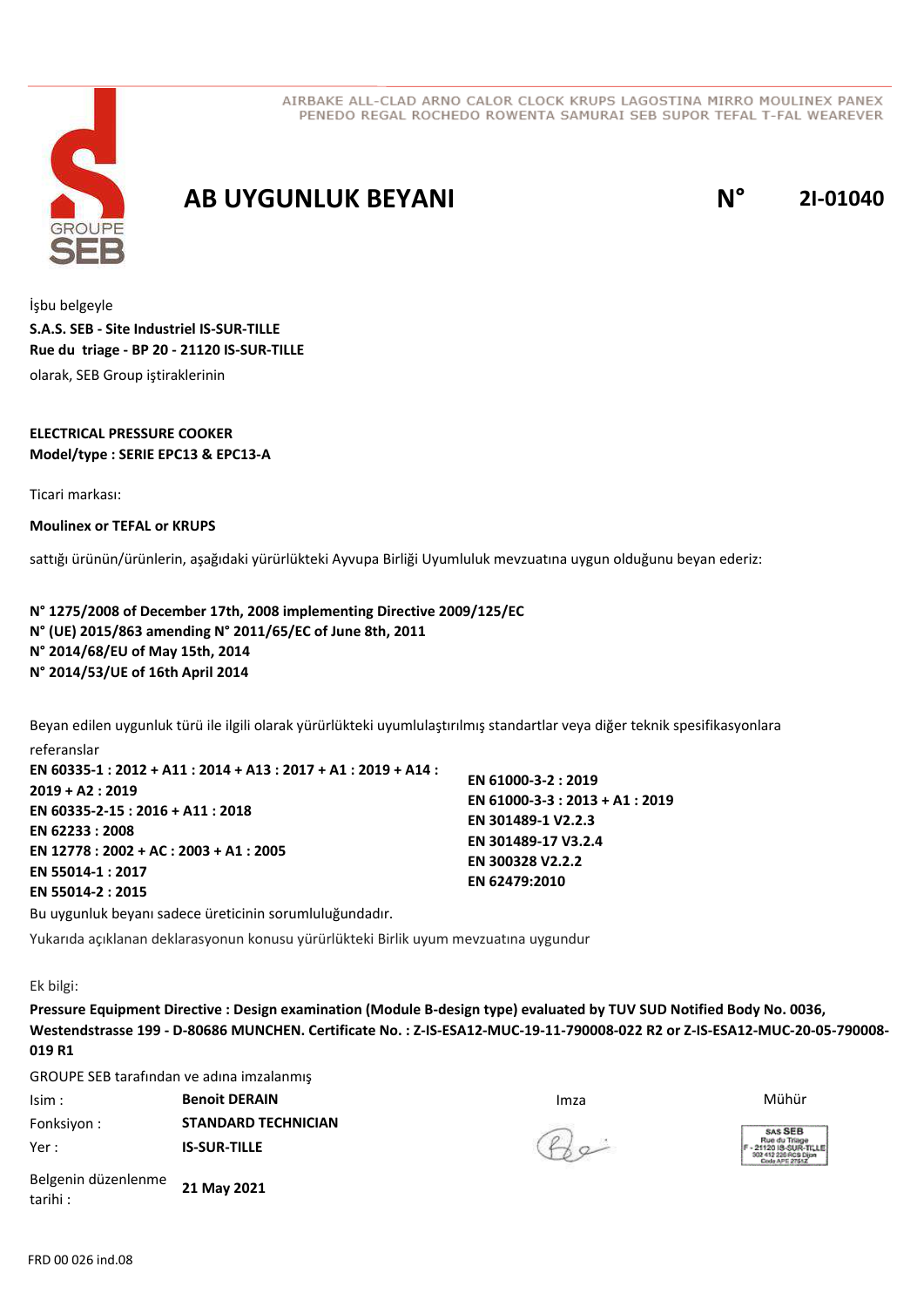AIRBAKE ALL-CLAD ARNO CALOR CLOCK KRUPS LAGOSTINA MIRRO MOULINEX PANEX
PENEDO REGAL ROCHEDO ROWENTA SAMURAI SEB SUPOR TEFAL T-FAL WEAREVER

# AB UYGUNLUK BEYANI

**N° 2I-01040**

İşbu belgeyle
**S.A.S. SEB - Site Industriel IS-SUR-TILLE**
**Rue du triage - BP 20 - 21120 IS-SUR-TILLE**
olarak, SEB Group iştiraklerinin

**ELECTRICAL PRESSURE COOKER**
**Model/type : SERIE EPC13 & EPC13-A**

Ticari markası:

**Moulinex or TEFAL or KRUPS**

sattığı ürünün/ürünlerin, aşağıdaki yürürlükteki Ayvupa Birliği Uyumluluk mevzuatına uygun olduğunu beyan ederiz:

**N° 1275/2008 of December 17th, 2008 implementing Directive 2009/125/EC**
**N° (UE) 2015/863 amending N° 2011/65/EC of June 8th, 2011**
**N° 2014/68/EU of May 15th, 2014**
**N° 2014/53/UE of 16th April 2014**

Beyan edilen uygunluk türü ile ilgili olarak yürürlükteki uyumlulaştırılmış standartlar veya diğer teknik spesifikasyonlara referanslar

**EN 60335-1 : 2012 + A11 : 2014 + A13 : 2017 + A1 : 2019 + A14 : 2019 + A2 : 2019**
**EN 60335-2-15 : 2016 + A11 : 2018**
**EN 62233 : 2008**
**EN 12778 : 2002 + AC : 2003 + A1 : 2005**
**EN 55014-1 : 2017**
**EN 55014-2 : 2015**
**EN 61000-3-2 : 2019**
**EN 61000-3-3 : 2013 + A1 : 2019**
**EN 301489-1 V2.2.3**
**EN 301489-17 V3.2.4**
**EN 300328 V2.2.2**
**EN 62479:2010**

Bu uygunluk beyanı sadece üreticinin sorumluluğundadır.

Yukarıda açıklanan deklarasyonun konusu yürürlükteki Birlik uyum mevzuatına uygundur

Ek bilgi:

**Pressure Equipment Directive : Design examination (Module B-design type) evaluated by TUV SUD Notified Body No. 0036, Westendstrasse 199 - D-80686 MUNCHEN. Certificate No. : Z-IS-ESA12-MUC-19-11-790008-022 R2 or Z-IS-ESA12-MUC-20-05-790008-019 R1**

GROUPE SEB tarafından ve adına imzalanmış

| | | | |
|---|---|---|---|
| Isim : | **Benoit DERAIN** | Imza | Mühür |
| Fonksiyon : | **STANDARD TECHNICIAN** | | SAS SEB Rue du Triage F - 21120 IS-SUR-TILLE 302 412 226 RCS Dijon Code APE 2751Z |
| Yer : | **IS-SUR-TILLE** | | |
| Belgenin düzenlenme tarihi : | **21 May 2021** | | |

FRD 00 026 ind.08